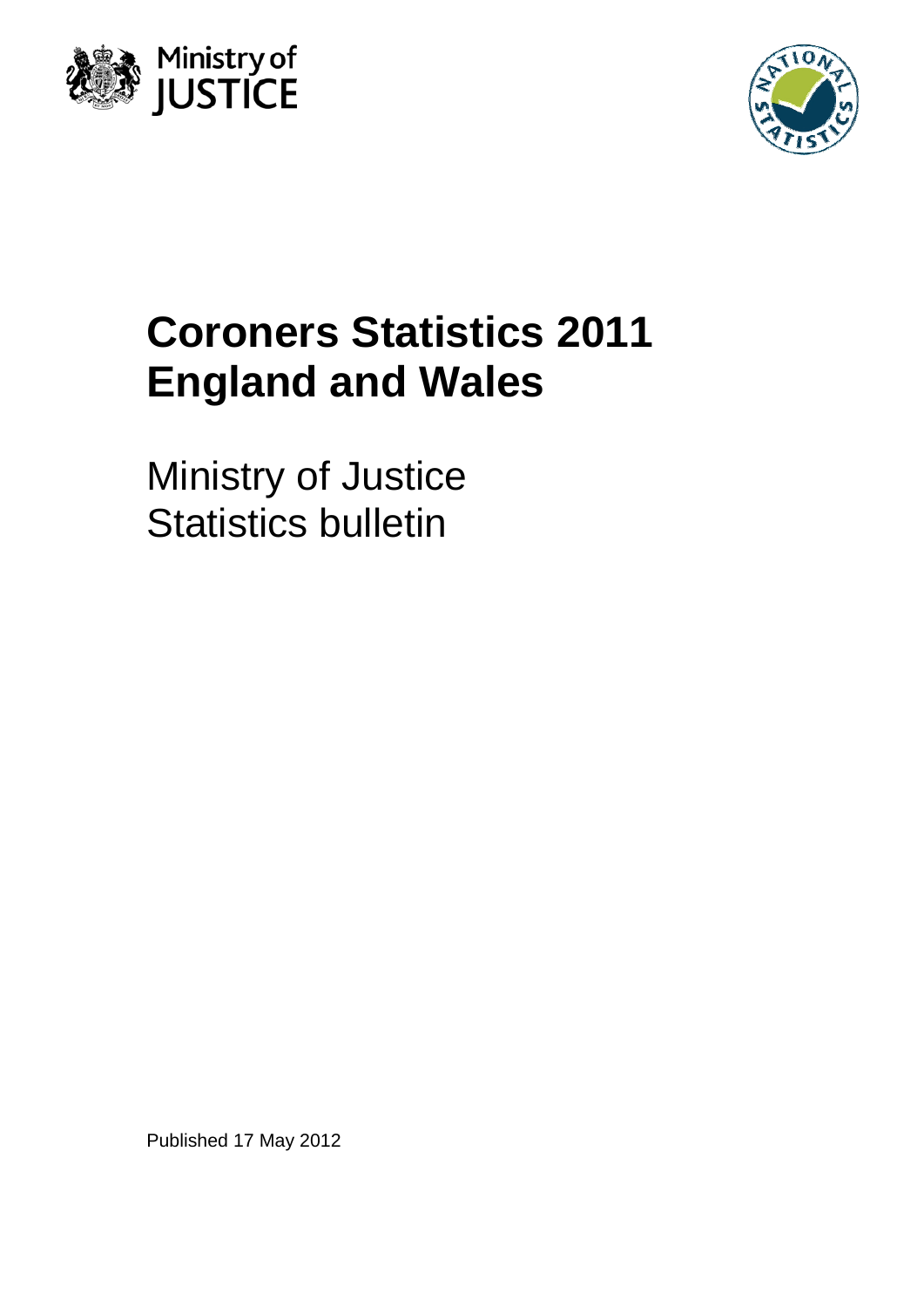# Coroners Statistics 2011 England and Wales

Ministry of Justice
Statistics bulletin

Published 17 May 2012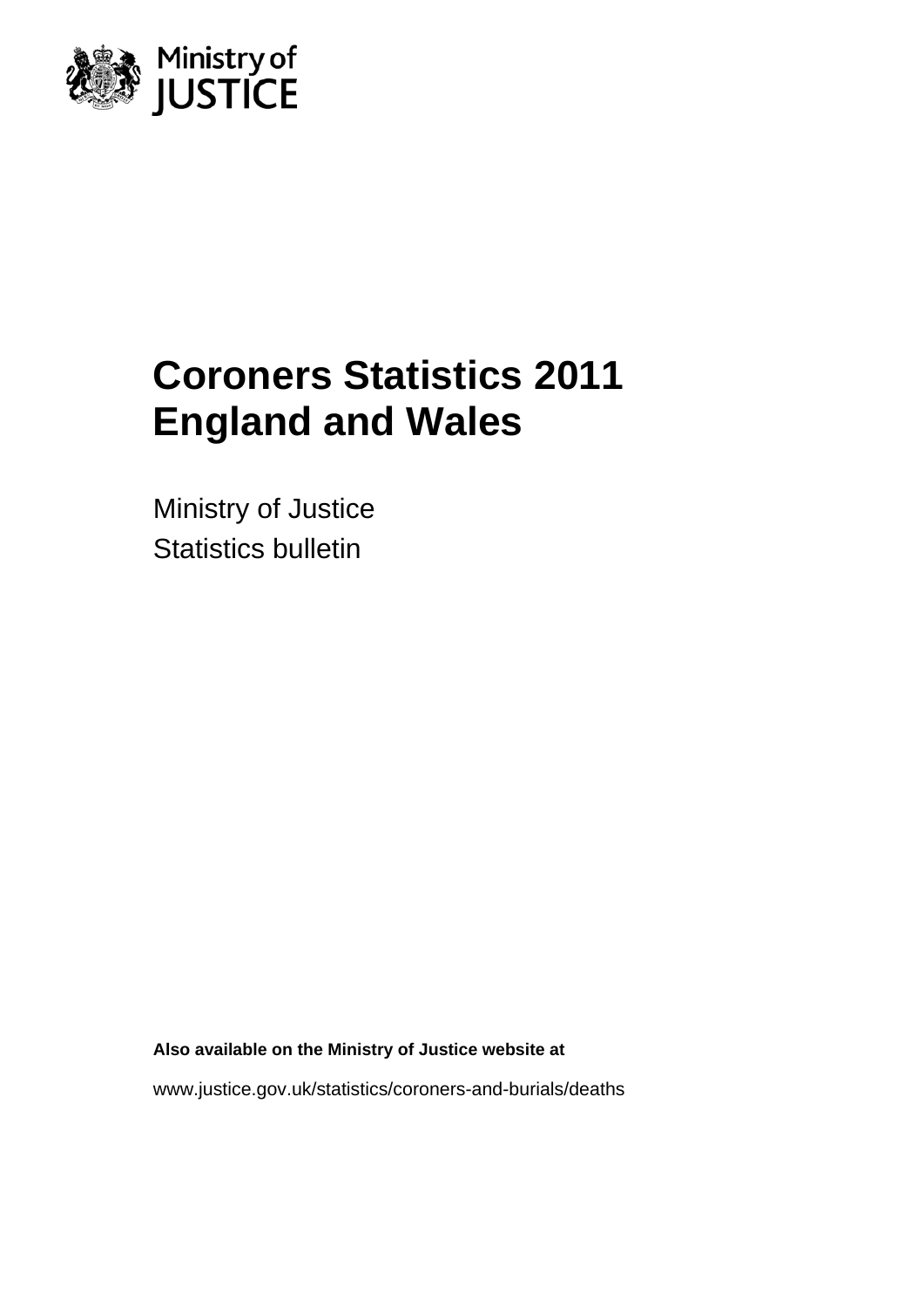Ministry of JUSTICE

# Coroners Statistics 2011 England and Wales

Ministry of Justice

Statistics bulletin

**Also available on the Ministry of Justice website at**

www.justice.gov.uk/statistics/coroners-and-burials/deaths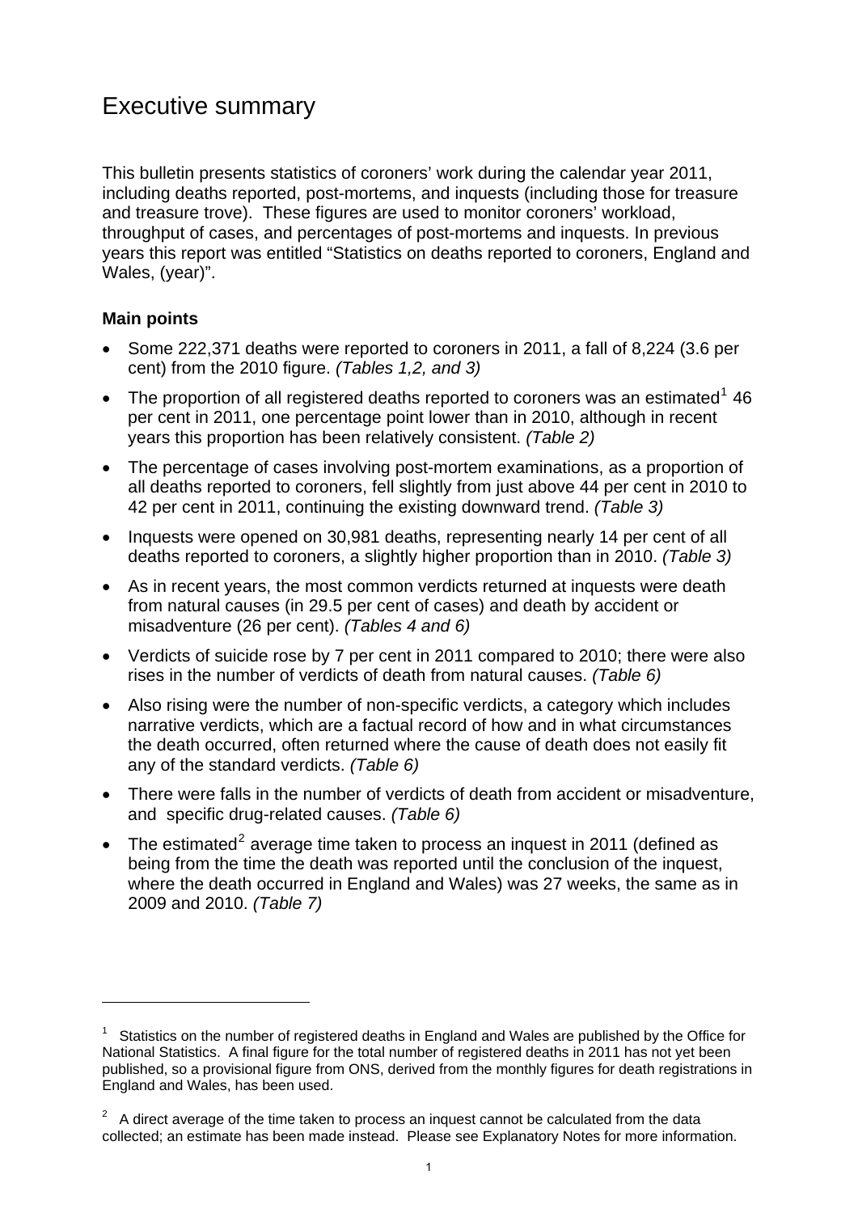# Executive summary

This bulletin presents statistics of coroners' work during the calendar year 2011, including deaths reported, post-mortems, and inquests (including those for treasure and treasure trove). These figures are used to monitor coroners' workload, throughput of cases, and percentages of post-mortems and inquests. In previous years this report was entitled "Statistics on deaths reported to coroners, England and Wales, (year)".

**Main points**

- Some 222,371 deaths were reported to coroners in 2011, a fall of 8,224 (3.6 per cent) from the 2010 figure. *(Tables 1,2, and 3)*
- The proportion of all registered deaths reported to coroners was an estimated[1] 46 per cent in 2011, one percentage point lower than in 2010, although in recent years this proportion has been relatively consistent. *(Table 2)*
- The percentage of cases involving post-mortem examinations, as a proportion of all deaths reported to coroners, fell slightly from just above 44 per cent in 2010 to 42 per cent in 2011, continuing the existing downward trend. *(Table 3)*
- Inquests were opened on 30,981 deaths, representing nearly 14 per cent of all deaths reported to coroners, a slightly higher proportion than in 2010. *(Table 3)*
- As in recent years, the most common verdicts returned at inquests were death from natural causes (in 29.5 per cent of cases) and death by accident or misadventure (26 per cent). *(Tables 4 and 6)*
- Verdicts of suicide rose by 7 per cent in 2011 compared to 2010; there were also rises in the number of verdicts of death from natural causes. *(Table 6)*
- Also rising were the number of non-specific verdicts, a category which includes narrative verdicts, which are a factual record of how and in what circumstances the death occurred, often returned where the cause of death does not easily fit any of the standard verdicts. *(Table 6)*
- There were falls in the number of verdicts of death from accident or misadventure, and specific drug-related causes. *(Table 6)*
- The estimated[2] average time taken to process an inquest in 2011 (defined as being from the time the death was reported until the conclusion of the inquest, where the death occurred in England and Wales) was 27 weeks, the same as in 2009 and 2010. *(Table 7)*

---

[1] Statistics on the number of registered deaths in England and Wales are published by the Office for National Statistics. A final figure for the total number of registered deaths in 2011 has not yet been published, so a provisional figure from ONS, derived from the monthly figures for death registrations in England and Wales, has been used.

[2] A direct average of the time taken to process an inquest cannot be calculated from the data collected; an estimate has been made instead. Please see Explanatory Notes for more information.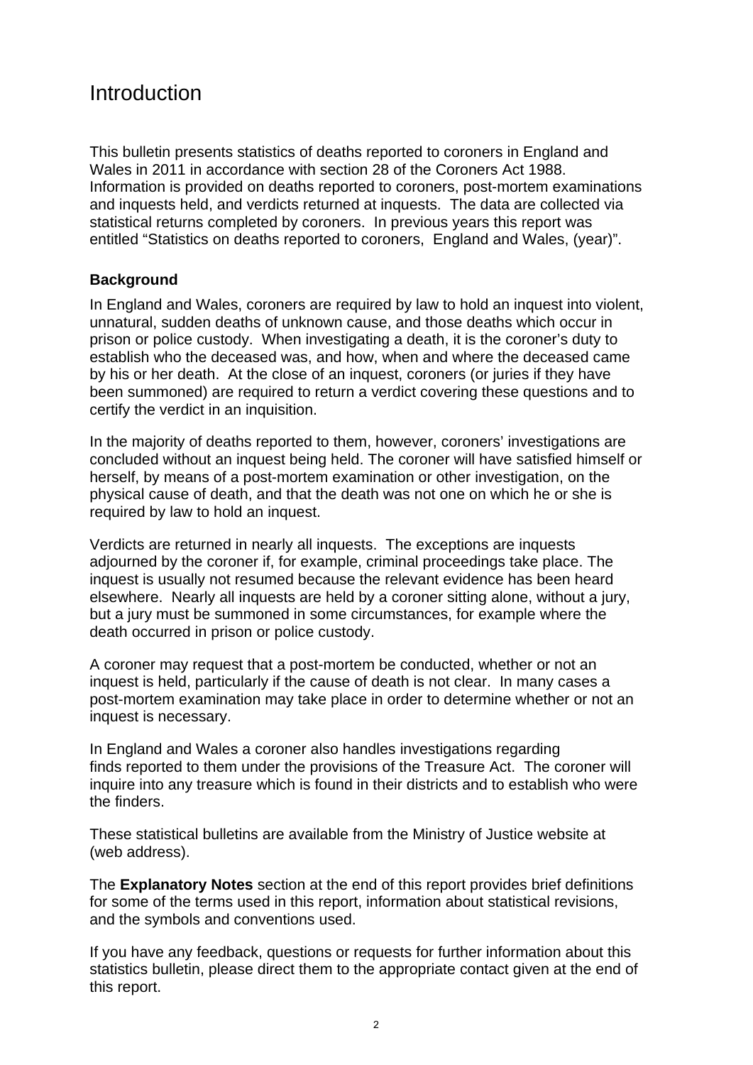# Introduction

This bulletin presents statistics of deaths reported to coroners in England and Wales in 2011 in accordance with section 28 of the Coroners Act 1988. Information is provided on deaths reported to coroners, post-mortem examinations and inquests held, and verdicts returned at inquests. The data are collected via statistical returns completed by coroners. In previous years this report was entitled "Statistics on deaths reported to coroners, England and Wales, (year)".

**Background**

In England and Wales, coroners are required by law to hold an inquest into violent, unnatural, sudden deaths of unknown cause, and those deaths which occur in prison or police custody. When investigating a death, it is the coroner's duty to establish who the deceased was, and how, when and where the deceased came by his or her death. At the close of an inquest, coroners (or juries if they have been summoned) are required to return a verdict covering these questions and to certify the verdict in an inquisition.

In the majority of deaths reported to them, however, coroners' investigations are concluded without an inquest being held. The coroner will have satisfied himself or herself, by means of a post-mortem examination or other investigation, on the physical cause of death, and that the death was not one on which he or she is required by law to hold an inquest.

Verdicts are returned in nearly all inquests. The exceptions are inquests adjourned by the coroner if, for example, criminal proceedings take place. The inquest is usually not resumed because the relevant evidence has been heard elsewhere. Nearly all inquests are held by a coroner sitting alone, without a jury, but a jury must be summoned in some circumstances, for example where the death occurred in prison or police custody.

A coroner may request that a post-mortem be conducted, whether or not an inquest is held, particularly if the cause of death is not clear. In many cases a post-mortem examination may take place in order to determine whether or not an inquest is necessary.

In England and Wales a coroner also handles investigations regarding finds reported to them under the provisions of the Treasure Act. The coroner will inquire into any treasure which is found in their districts and to establish who were the finders.

These statistical bulletins are available from the Ministry of Justice website at (web address).

The **Explanatory Notes** section at the end of this report provides brief definitions for some of the terms used in this report, information about statistical revisions, and the symbols and conventions used.

If you have any feedback, questions or requests for further information about this statistics bulletin, please direct them to the appropriate contact given at the end of this report.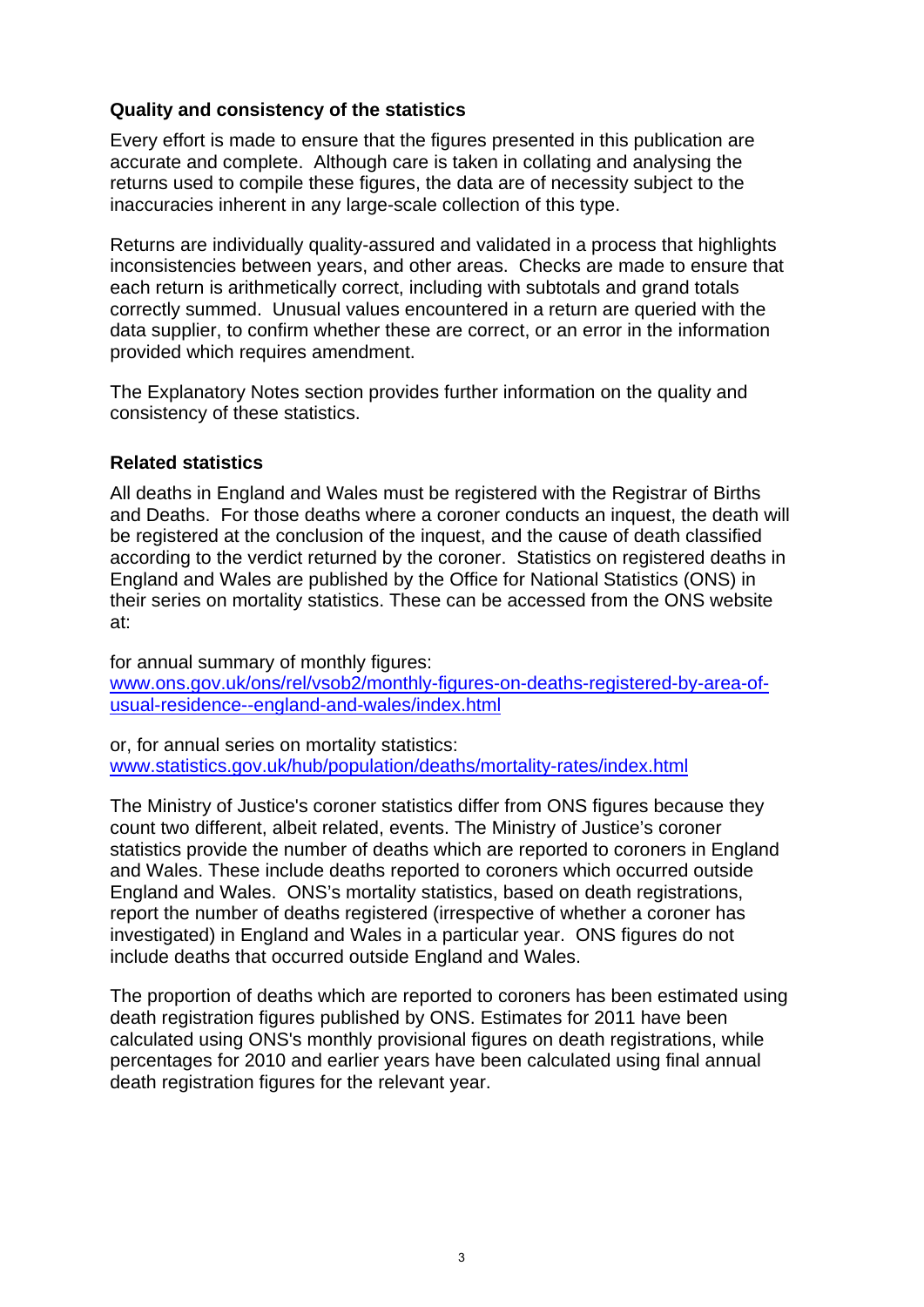### Quality and consistency of the statistics

Every effort is made to ensure that the figures presented in this publication are accurate and complete. Although care is taken in collating and analysing the returns used to compile these figures, the data are of necessity subject to the inaccuracies inherent in any large-scale collection of this type.

Returns are individually quality-assured and validated in a process that highlights inconsistencies between years, and other areas. Checks are made to ensure that each return is arithmetically correct, including with subtotals and grand totals correctly summed. Unusual values encountered in a return are queried with the data supplier, to confirm whether these are correct, or an error in the information provided which requires amendment.

The Explanatory Notes section provides further information on the quality and consistency of these statistics.

### Related statistics

All deaths in England and Wales must be registered with the Registrar of Births and Deaths. For those deaths where a coroner conducts an inquest, the death will be registered at the conclusion of the inquest, and the cause of death classified according to the verdict returned by the coroner. Statistics on registered deaths in England and Wales are published by the Office for National Statistics (ONS) in their series on mortality statistics. These can be accessed from the ONS website at:

for annual summary of monthly figures:
www.ons.gov.uk/ons/rel/vsob2/monthly-figures-on-deaths-registered-by-area-of-usual-residence--england-and-wales/index.html

or, for annual series on mortality statistics:
www.statistics.gov.uk/hub/population/deaths/mortality-rates/index.html

The Ministry of Justice's coroner statistics differ from ONS figures because they count two different, albeit related, events. The Ministry of Justice's coroner statistics provide the number of deaths which are reported to coroners in England and Wales. These include deaths reported to coroners which occurred outside England and Wales. ONS's mortality statistics, based on death registrations, report the number of deaths registered (irrespective of whether a coroner has investigated) in England and Wales in a particular year. ONS figures do not include deaths that occurred outside England and Wales.

The proportion of deaths which are reported to coroners has been estimated using death registration figures published by ONS. Estimates for 2011 have been calculated using ONS's monthly provisional figures on death registrations, while percentages for 2010 and earlier years have been calculated using final annual death registration figures for the relevant year.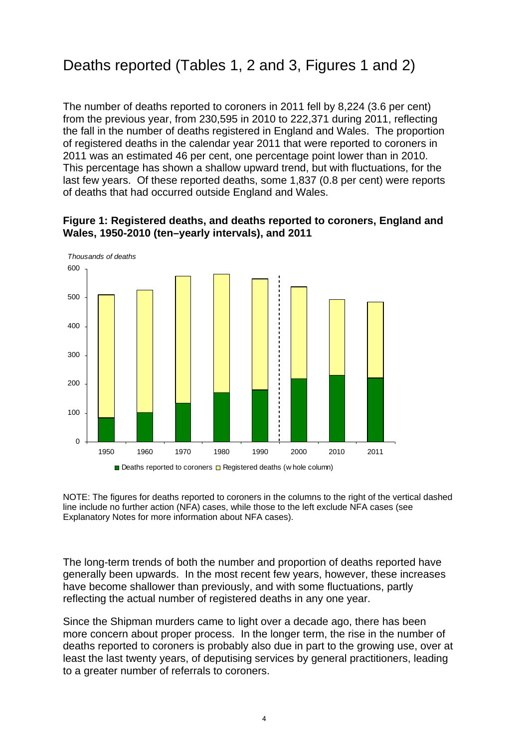# Deaths reported (Tables 1, 2 and 3, Figures 1 and 2)

The number of deaths reported to coroners in 2011 fell by 8,224 (3.6 per cent) from the previous year, from 230,595 in 2010 to 222,371 during 2011, reflecting the fall in the number of deaths registered in England and Wales. The proportion of registered deaths in the calendar year 2011 that were reported to coroners in 2011 was an estimated 46 per cent, one percentage point lower than in 2010. This percentage has shown a shallow upward trend, but with fluctuations, for the last few years. Of these reported deaths, some 1,837 (0.8 per cent) were reports of deaths that had occurred outside England and Wales.

**Figure 1: Registered deaths, and deaths reported to coroners, England and Wales, 1950-2010 (ten–yearly intervals), and 2011**

NOTE: The figures for deaths reported to coroners in the columns to the right of the vertical dashed line include no further action (NFA) cases, while those to the left exclude NFA cases (see Explanatory Notes for more information about NFA cases).

The long-term trends of both the number and proportion of deaths reported have generally been upwards. In the most recent few years, however, these increases have become shallower than previously, and with some fluctuations, partly reflecting the actual number of registered deaths in any one year.

Since the Shipman murders came to light over a decade ago, there has been more concern about proper process. In the longer term, the rise in the number of deaths reported to coroners is probably also due in part to the growing use, over at least the last twenty years, of deputising services by general practitioners, leading to a greater number of referrals to coroners.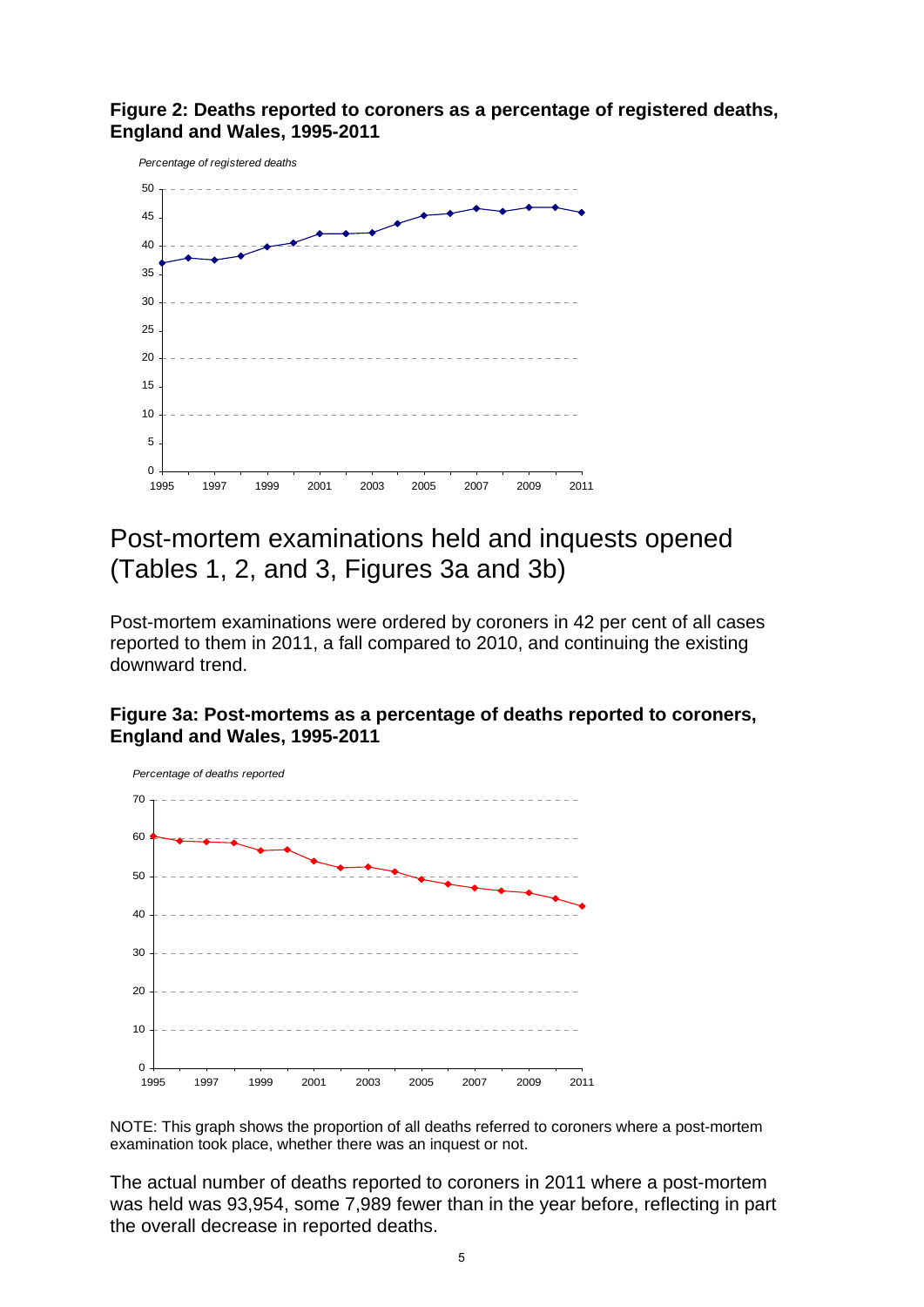**Figure 2: Deaths reported to coroners as a percentage of registered deaths, England and Wales, 1995-2011**

## Post-mortem examinations held and inquests opened (Tables 1, 2, and 3, Figures 3a and 3b)

Post-mortem examinations were ordered by coroners in 42 per cent of all cases reported to them in 2011, a fall compared to 2010, and continuing the existing downward trend.

**Figure 3a: Post-mortems as a percentage of deaths reported to coroners, England and Wales, 1995-2011**

NOTE: This graph shows the proportion of all deaths referred to coroners where a post-mortem examination took place, whether there was an inquest or not.

The actual number of deaths reported to coroners in 2011 where a post-mortem was held was 93,954, some 7,989 fewer than in the year before, reflecting in part the overall decrease in reported deaths.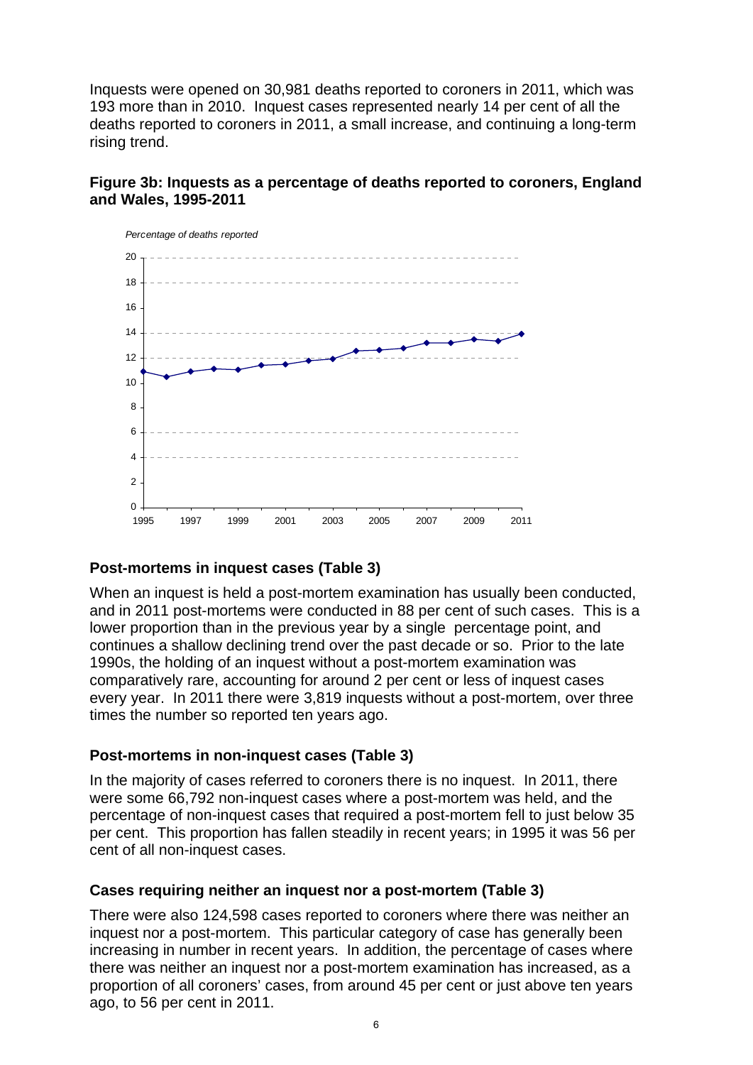Inquests were opened on 30,981 deaths reported to coroners in 2011, which was 193 more than in 2010. Inquest cases represented nearly 14 per cent of all the deaths reported to coroners in 2011, a small increase, and continuing a long-term rising trend.

**Figure 3b: Inquests as a percentage of deaths reported to coroners, England and Wales, 1995-2011**

### Post-mortems in inquest cases (Table 3)

When an inquest is held a post-mortem examination has usually been conducted, and in 2011 post-mortems were conducted in 88 per cent of such cases. This is a lower proportion than in the previous year by a single percentage point, and continues a shallow declining trend over the past decade or so. Prior to the late 1990s, the holding of an inquest without a post-mortem examination was comparatively rare, accounting for around 2 per cent or less of inquest cases every year. In 2011 there were 3,819 inquests without a post-mortem, over three times the number so reported ten years ago.

### Post-mortems in non-inquest cases (Table 3)

In the majority of cases referred to coroners there is no inquest. In 2011, there were some 66,792 non-inquest cases where a post-mortem was held, and the percentage of non-inquest cases that required a post-mortem fell to just below 35 per cent. This proportion has fallen steadily in recent years; in 1995 it was 56 per cent of all non-inquest cases.

### Cases requiring neither an inquest nor a post-mortem (Table 3)

There were also 124,598 cases reported to coroners where there was neither an inquest nor a post-mortem. This particular category of case has generally been increasing in number in recent years. In addition, the percentage of cases where there was neither an inquest nor a post-mortem examination has increased, as a proportion of all coroners' cases, from around 45 per cent or just above ten years ago, to 56 per cent in 2011.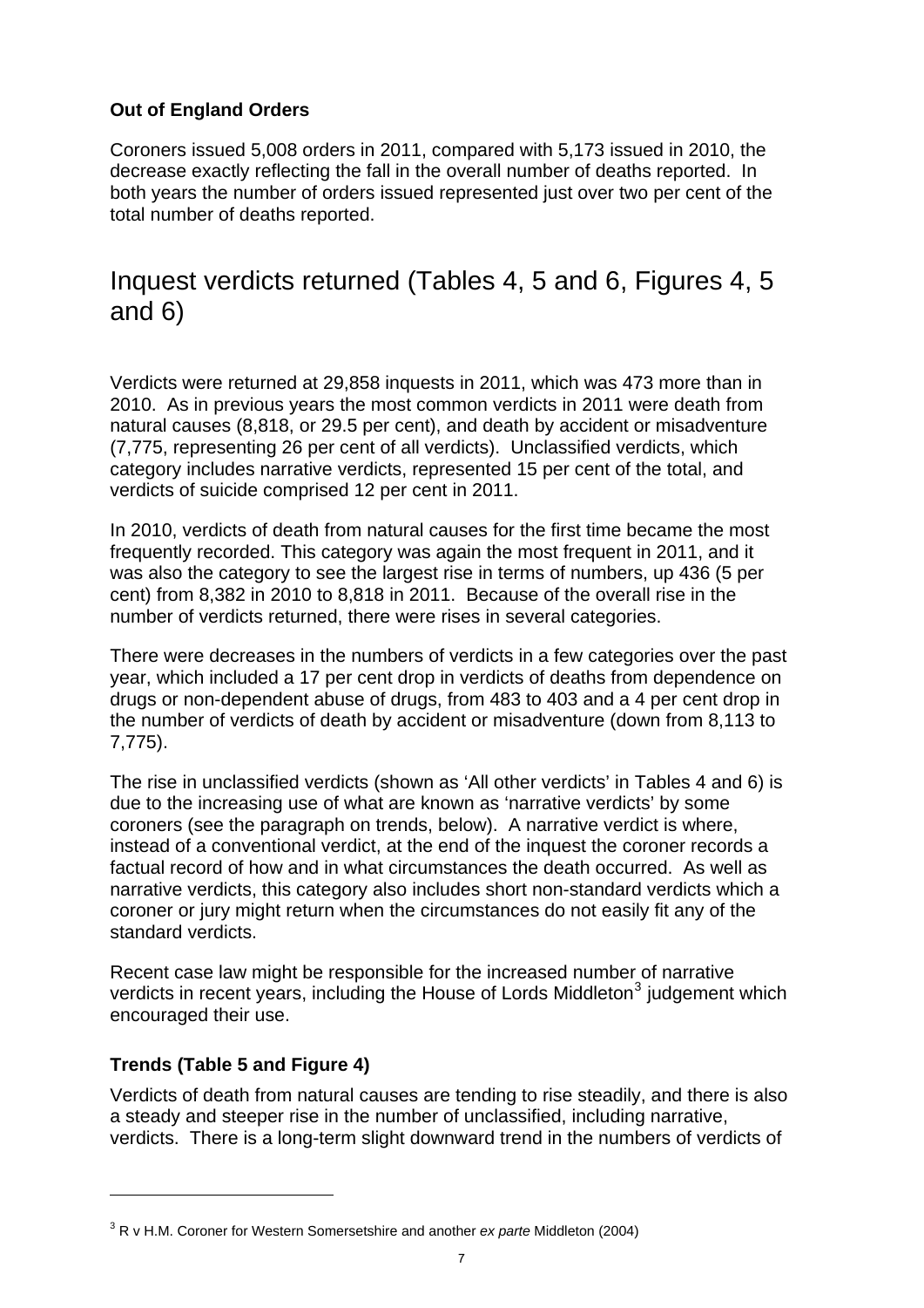### Out of England Orders

Coroners issued 5,008 orders in 2011, compared with 5,173 issued in 2010, the decrease exactly reflecting the fall in the overall number of deaths reported. In both years the number of orders issued represented just over two per cent of the total number of deaths reported.

## Inquest verdicts returned (Tables 4, 5 and 6, Figures 4, 5 and 6)

Verdicts were returned at 29,858 inquests in 2011, which was 473 more than in 2010. As in previous years the most common verdicts in 2011 were death from natural causes (8,818, or 29.5 per cent), and death by accident or misadventure (7,775, representing 26 per cent of all verdicts). Unclassified verdicts, which category includes narrative verdicts, represented 15 per cent of the total, and verdicts of suicide comprised 12 per cent in 2011.

In 2010, verdicts of death from natural causes for the first time became the most frequently recorded. This category was again the most frequent in 2011, and it was also the category to see the largest rise in terms of numbers, up 436 (5 per cent) from 8,382 in 2010 to 8,818 in 2011. Because of the overall rise in the number of verdicts returned, there were rises in several categories.

There were decreases in the numbers of verdicts in a few categories over the past year, which included a 17 per cent drop in verdicts of deaths from dependence on drugs or non-dependent abuse of drugs, from 483 to 403 and a 4 per cent drop in the number of verdicts of death by accident or misadventure (down from 8,113 to 7,775).

The rise in unclassified verdicts (shown as 'All other verdicts' in Tables 4 and 6) is due to the increasing use of what are known as 'narrative verdicts' by some coroners (see the paragraph on trends, below). A narrative verdict is where, instead of a conventional verdict, at the end of the inquest the coroner records a factual record of how and in what circumstances the death occurred. As well as narrative verdicts, this category also includes short non-standard verdicts which a coroner or jury might return when the circumstances do not easily fit any of the standard verdicts.

Recent case law might be responsible for the increased number of narrative verdicts in recent years, including the House of Lords Middleton[3] judgement which encouraged their use.

### Trends (Table 5 and Figure 4)

Verdicts of death from natural causes are tending to rise steadily, and there is also a steady and steeper rise in the number of unclassified, including narrative, verdicts. There is a long-term slight downward trend in the numbers of verdicts of

[3] R v H.M. Coroner for Western Somersetshire and another *ex parte* Middleton (2004)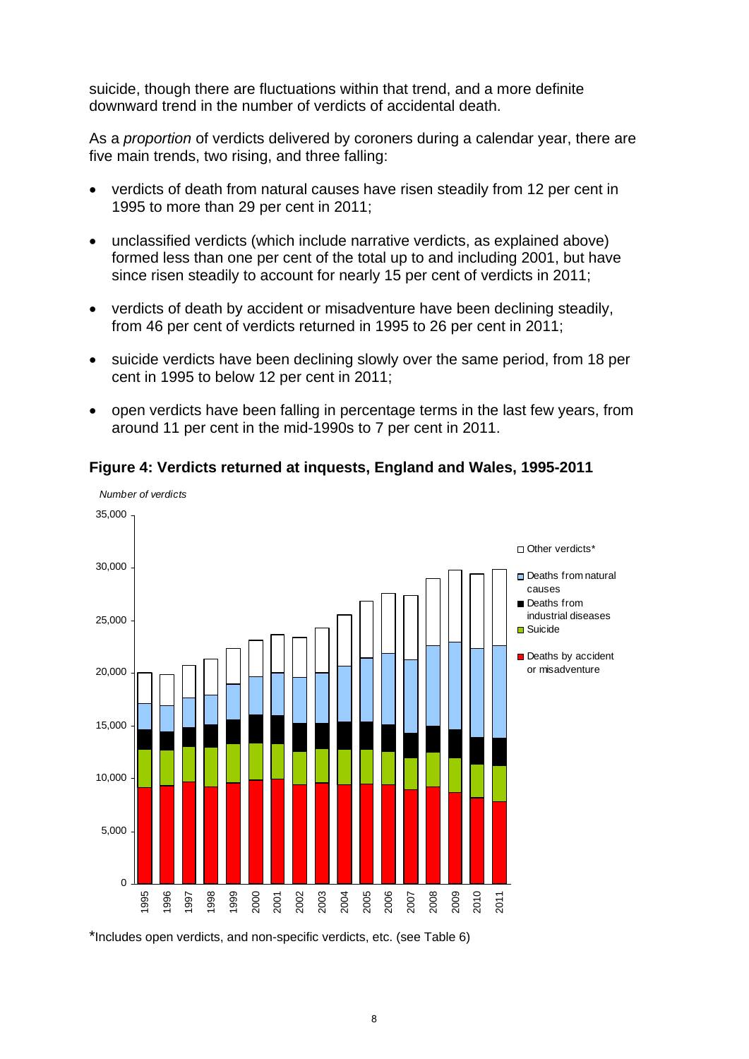suicide, though there are fluctuations within that trend, and a more definite downward trend in the number of verdicts of accidental death.

As a *proportion* of verdicts delivered by coroners during a calendar year, there are five main trends, two rising, and three falling:

- verdicts of death from natural causes have risen steadily from 12 per cent in 1995 to more than 29 per cent in 2011;
- unclassified verdicts (which include narrative verdicts, as explained above) formed less than one per cent of the total up to and including 2001, but have since risen steadily to account for nearly 15 per cent of verdicts in 2011;
- verdicts of death by accident or misadventure have been declining steadily, from 46 per cent of verdicts returned in 1995 to 26 per cent in 2011;
- suicide verdicts have been declining slowly over the same period, from 18 per cent in 1995 to below 12 per cent in 2011;
- open verdicts have been falling in percentage terms in the last few years, from around 11 per cent in the mid-1990s to 7 per cent in 2011.

**Figure 4: Verdicts returned at inquests, England and Wales, 1995-2011**

*Includes open verdicts, and non-specific verdicts, etc. (see Table 6)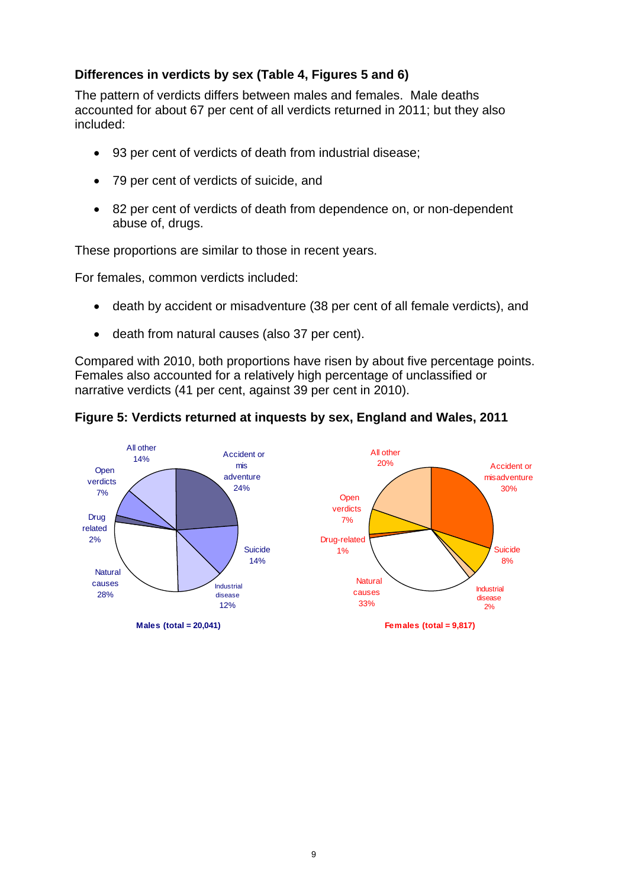### Differences in verdicts by sex (Table 4, Figures 5 and 6)

The pattern of verdicts differs between males and females. Male deaths accounted for about 67 per cent of all verdicts returned in 2011; but they also included:

- 93 per cent of verdicts of death from industrial disease;
- 79 per cent of verdicts of suicide, and
- 82 per cent of verdicts of death from dependence on, or non-dependent abuse of, drugs.

These proportions are similar to those in recent years.

For females, common verdicts included:

- death by accident or misadventure (38 per cent of all female verdicts), and
- death from natural causes (also 37 per cent).

Compared with 2010, both proportions have risen by about five percentage points. Females also accounted for a relatively high percentage of unclassified or narrative verdicts (41 per cent, against 39 per cent in 2010).

**Figure 5: Verdicts returned at inquests by sex, England and Wales, 2011**

| Verdict | Males (total = 20,041) | Females (total = 9,817) |
|---|---|---|
| Accident or misadventure | 24% | 30% |
| Suicide | 14% | 8% |
| Industrial disease | 12% | 2% |
| Natural causes | 28% | 33% |
| Drug related | 2% | 1% |
| Open verdicts | 7% | 7% |
| All other | 14% | 20% |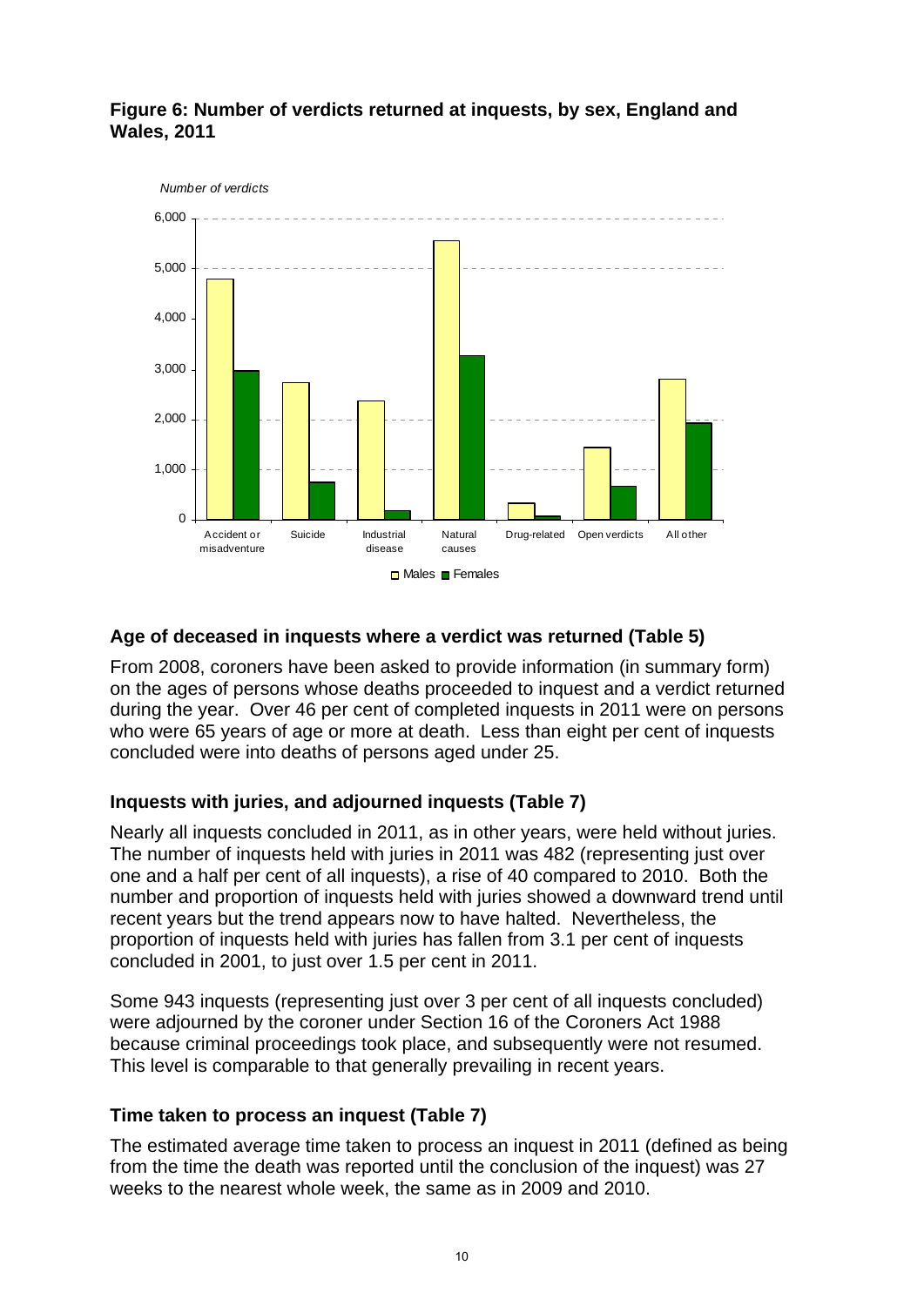**Figure 6: Number of verdicts returned at inquests, by sex, England and Wales, 2011**

## Age of deceased in inquests where a verdict was returned (Table 5)

From 2008, coroners have been asked to provide information (in summary form) on the ages of persons whose deaths proceeded to inquest and a verdict returned during the year. Over 46 per cent of completed inquests in 2011 were on persons who were 65 years of age or more at death. Less than eight per cent of inquests concluded were into deaths of persons aged under 25.

## Inquests with juries, and adjourned inquests (Table 7)

Nearly all inquests concluded in 2011, as in other years, were held without juries. The number of inquests held with juries in 2011 was 482 (representing just over one and a half per cent of all inquests), a rise of 40 compared to 2010. Both the number and proportion of inquests held with juries showed a downward trend until recent years but the trend appears now to have halted. Nevertheless, the proportion of inquests held with juries has fallen from 3.1 per cent of inquests concluded in 2001, to just over 1.5 per cent in 2011.

Some 943 inquests (representing just over 3 per cent of all inquests concluded) were adjourned by the coroner under Section 16 of the Coroners Act 1988 because criminal proceedings took place, and subsequently were not resumed. This level is comparable to that generally prevailing in recent years.

## Time taken to process an inquest (Table 7)

The estimated average time taken to process an inquest in 2011 (defined as being from the time the death was reported until the conclusion of the inquest) was 27 weeks to the nearest whole week, the same as in 2009 and 2010.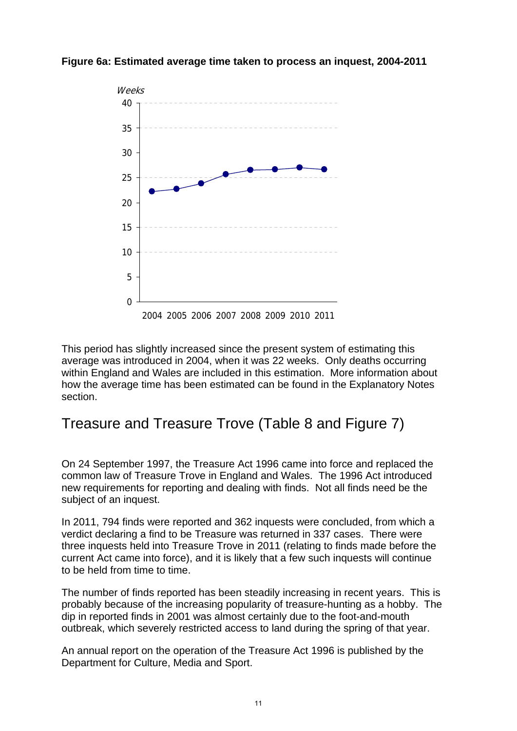**Figure 6a: Estimated average time taken to process an inquest, 2004-2011**

This period has slightly increased since the present system of estimating this average was introduced in 2004, when it was 22 weeks. Only deaths occurring within England and Wales are included in this estimation. More information about how the average time has been estimated can be found in the Explanatory Notes section.

# Treasure and Treasure Trove (Table 8 and Figure 7)

On 24 September 1997, the Treasure Act 1996 came into force and replaced the common law of Treasure Trove in England and Wales. The 1996 Act introduced new requirements for reporting and dealing with finds. Not all finds need be the subject of an inquest.

In 2011, 794 finds were reported and 362 inquests were concluded, from which a verdict declaring a find to be Treasure was returned in 337 cases. There were three inquests held into Treasure Trove in 2011 (relating to finds made before the current Act came into force), and it is likely that a few such inquests will continue to be held from time to time.

The number of finds reported has been steadily increasing in recent years. This is probably because of the increasing popularity of treasure-hunting as a hobby. The dip in reported finds in 2001 was almost certainly due to the foot-and-mouth outbreak, which severely restricted access to land during the spring of that year.

An annual report on the operation of the Treasure Act 1996 is published by the Department for Culture, Media and Sport.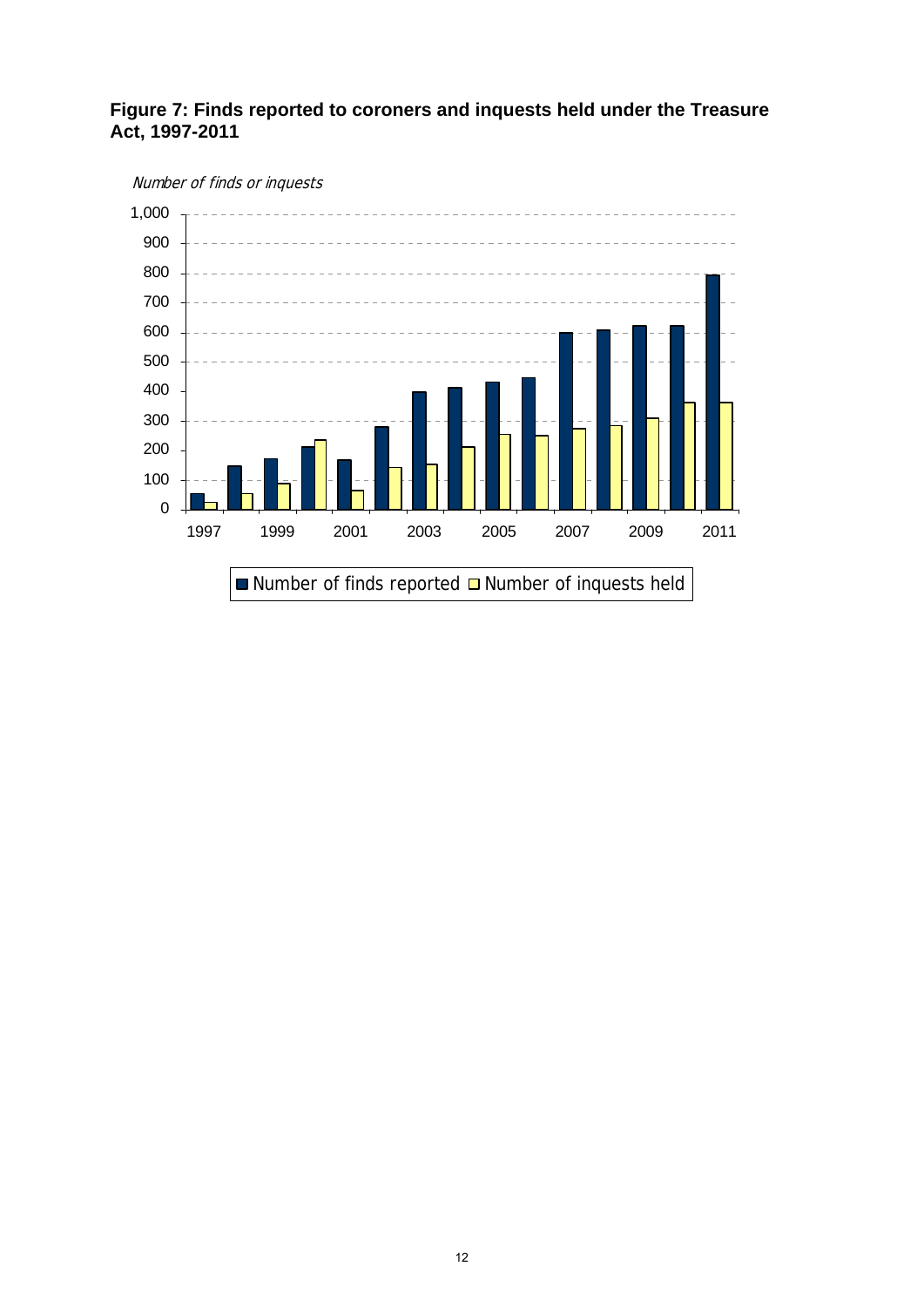**Figure 7: Finds reported to coroners and inquests held under the Treasure Act, 1997-2011**

*Number of finds or inquests*

1,000
900
800
700
600
500
400
300
200
100
0

1997 1999 2001 2003 2005 2007 2009 2011

■ Number of finds reported □ Number of inquests held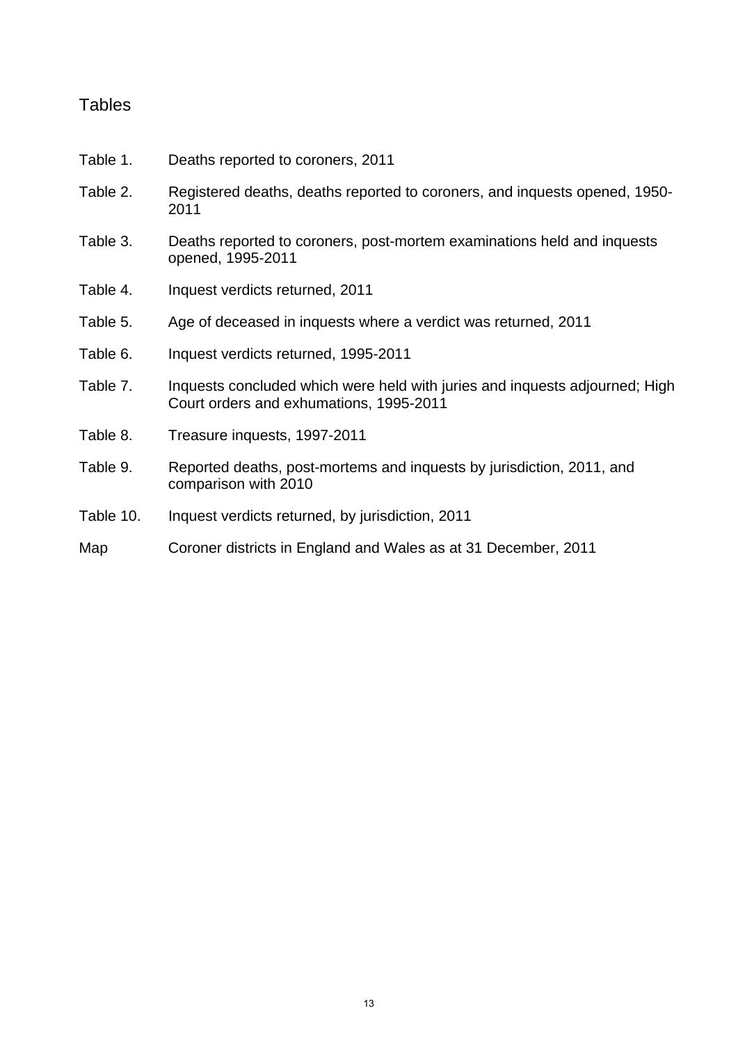# Tables

| | |
|---|---|
| Table 1. | Deaths reported to coroners, 2011 |
| Table 2. | Registered deaths, deaths reported to coroners, and inquests opened, 1950-2011 |
| Table 3. | Deaths reported to coroners, post-mortem examinations held and inquests opened, 1995-2011 |
| Table 4. | Inquest verdicts returned, 2011 |
| Table 5. | Age of deceased in inquests where a verdict was returned, 2011 |
| Table 6. | Inquest verdicts returned, 1995-2011 |
| Table 7. | Inquests concluded which were held with juries and inquests adjourned; High Court orders and exhumations, 1995-2011 |
| Table 8. | Treasure inquests, 1997-2011 |
| Table 9. | Reported deaths, post-mortems and inquests by jurisdiction, 2011, and comparison with 2010 |
| Table 10. | Inquest verdicts returned, by jurisdiction, 2011 |
| Map | Coroner districts in England and Wales as at 31 December, 2011 |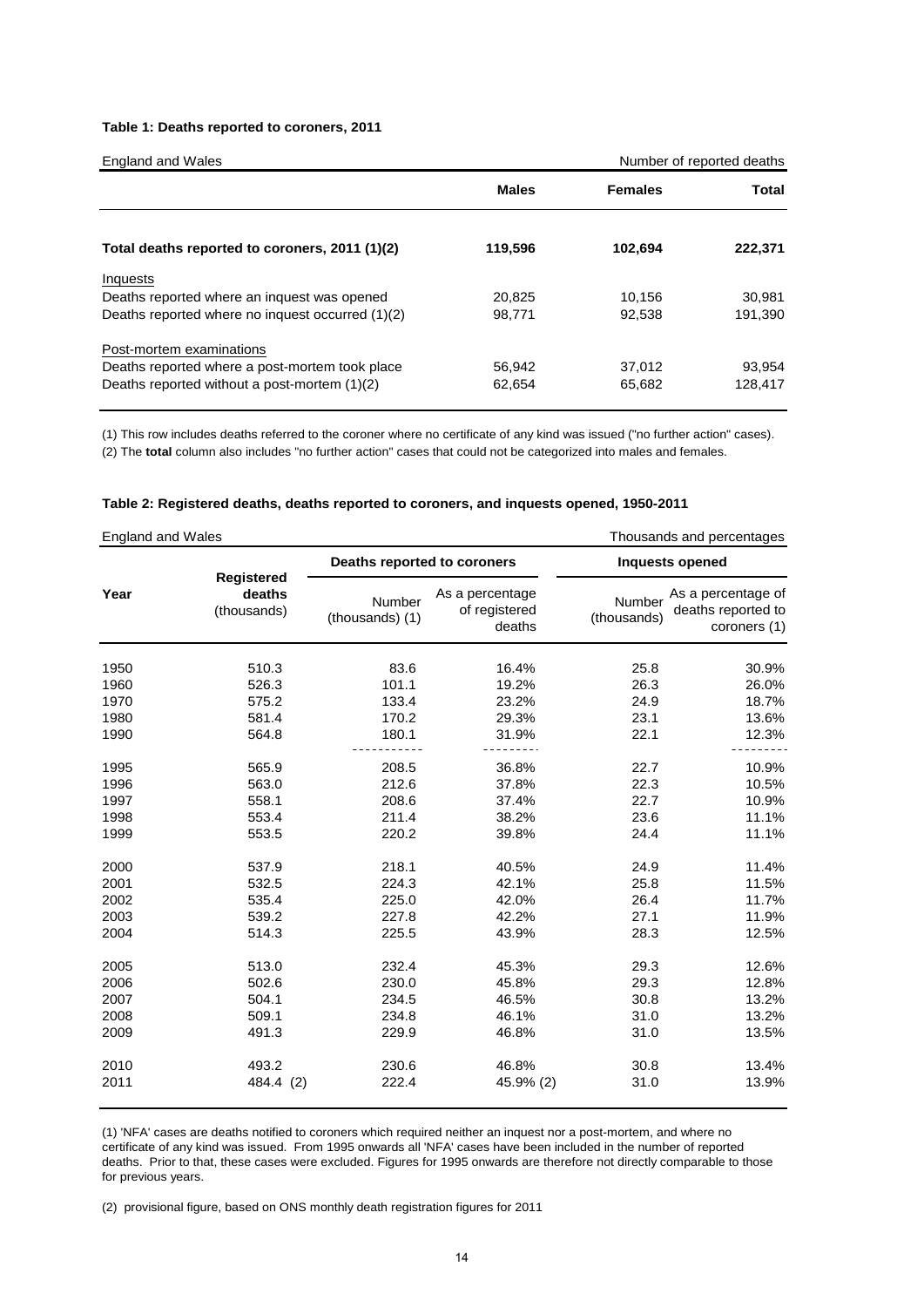**Table 1: Deaths reported to coroners, 2011**

| England and Wales | | | Number of reported deaths |
|---|---|---|---|
| | **Males** | **Females** | **Total** |
| **Total deaths reported to coroners, 2011 (1)(2)** | **119,596** | **102,694** | **222,371** |
| Inquests | | | |
| Deaths reported where an inquest was opened | 20,825 | 10,156 | 30,981 |
| Deaths reported where no inquest occurred (1)(2) | 98,771 | 92,538 | 191,390 |
| Post-mortem examinations | | | |
| Deaths reported where a post-mortem took place | 56,942 | 37,012 | 93,954 |
| Deaths reported without a post-mortem (1)(2) | 62,654 | 65,682 | 128,417 |

(1) This row includes deaths referred to the coroner where no certificate of any kind was issued ("no further action" cases).

(2) The **total** column also includes "no further action" cases that could not be categorized into males and females.

**Table 2: Registered deaths, deaths reported to coroners, and inquests opened, 1950-2011**

England and Wales — Thousands and percentages

| Year | Registered deaths (thousands) | Deaths reported to coroners: Number (thousands) (1) | Deaths reported to coroners: As a percentage of registered deaths | Inquests opened: Number (thousands) | Inquests opened: As a percentage of deaths reported to coroners (1) |
|---|---|---|---|---|---|
| 1950 | 510.3 | 83.6 | 16.4% | 25.8 | 30.9% |
| 1960 | 526.3 | 101.1 | 19.2% | 26.3 | 26.0% |
| 1970 | 575.2 | 133.4 | 23.2% | 24.9 | 18.7% |
| 1980 | 581.4 | 170.2 | 29.3% | 23.1 | 13.6% |
| 1990 | 564.8 | 180.1 | 31.9% | 22.1 | 12.3% |
| 1995 | 565.9 | 208.5 | 36.8% | 22.7 | 10.9% |
| 1996 | 563.0 | 212.6 | 37.8% | 22.3 | 10.5% |
| 1997 | 558.1 | 208.6 | 37.4% | 22.7 | 10.9% |
| 1998 | 553.4 | 211.4 | 38.2% | 23.6 | 11.1% |
| 1999 | 553.5 | 220.2 | 39.8% | 24.4 | 11.1% |
| 2000 | 537.9 | 218.1 | 40.5% | 24.9 | 11.4% |
| 2001 | 532.5 | 224.3 | 42.1% | 25.8 | 11.5% |
| 2002 | 535.4 | 225.0 | 42.0% | 26.4 | 11.7% |
| 2003 | 539.2 | 227.8 | 42.2% | 27.1 | 11.9% |
| 2004 | 514.3 | 225.5 | 43.9% | 28.3 | 12.5% |
| 2005 | 513.0 | 232.4 | 45.3% | 29.3 | 12.6% |
| 2006 | 502.6 | 230.0 | 45.8% | 29.3 | 12.8% |
| 2007 | 504.1 | 234.5 | 46.5% | 30.8 | 13.2% |
| 2008 | 509.1 | 234.8 | 46.1% | 31.0 | 13.2% |
| 2009 | 491.3 | 229.9 | 46.8% | 31.0 | 13.5% |
| 2010 | 493.2 | 230.6 | 46.8% | 30.8 | 13.4% |
| 2011 | 484.4 (2) | 222.4 | 45.9% (2) | 31.0 | 13.9% |

(1) 'NFA' cases are deaths notified to coroners which required neither an inquest nor a post-mortem, and where no certificate of any kind was issued. From 1995 onwards all 'NFA' cases have been included in the number of reported deaths. Prior to that, these cases were excluded. Figures for 1995 onwards are therefore not directly comparable to those for previous years.

(2) provisional figure, based on ONS monthly death registration figures for 2011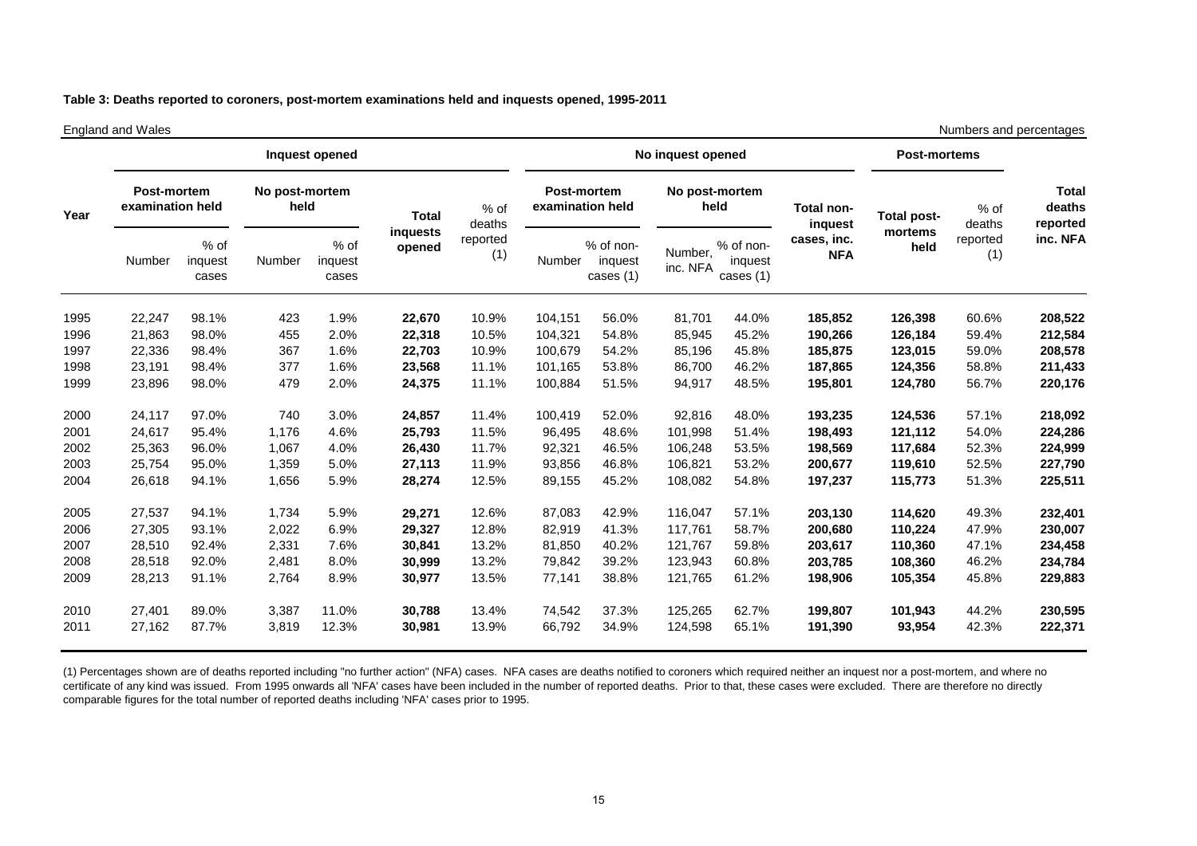**Table 3: Deaths reported to coroners, post-mortem examinations held and inquests opened, 1995-2011**

England and Wales — Numbers and percentages

| Year | Inquest opened | | | | | | No inquest opened | | | | | Post-mortems | | |
|---|---|---|---|---|---|---|---|---|---|---|---|---|---|---|
| | Post-mortem examination held | | No post-mortem held | | Total inquests opened | % of deaths reported (1) | Post-mortem examination held | | No post-mortem held | | Total non-inquest cases, inc. NFA | Total post-mortems held | % of deaths reported (1) | Total deaths reported inc. NFA |
| | Number | % of inquest cases | Number | % of inquest cases | | | Number | % of non-inquest cases (1) | Number, inc. NFA | % of non-inquest cases (1) | | | | |
| 1995 | 22,247 | 98.1% | 423 | 1.9% | **22,670** | 10.9% | 104,151 | 56.0% | 81,701 | 44.0% | **185,852** | **126,398** | 60.6% | **208,522** |
| 1996 | 21,863 | 98.0% | 455 | 2.0% | **22,318** | 10.5% | 104,321 | 54.8% | 85,945 | 45.2% | **190,266** | **126,184** | 59.4% | **212,584** |
| 1997 | 22,336 | 98.4% | 367 | 1.6% | **22,703** | 10.9% | 100,679 | 54.2% | 85,196 | 45.8% | **185,875** | **123,015** | 59.0% | **208,578** |
| 1998 | 23,191 | 98.4% | 377 | 1.6% | **23,568** | 11.1% | 101,165 | 53.8% | 86,700 | 46.2% | **187,865** | **124,356** | 58.8% | **211,433** |
| 1999 | 23,896 | 98.0% | 479 | 2.0% | **24,375** | 11.1% | 100,884 | 51.5% | 94,917 | 48.5% | **195,801** | **124,780** | 56.7% | **220,176** |
| 2000 | 24,117 | 97.0% | 740 | 3.0% | **24,857** | 11.4% | 100,419 | 52.0% | 92,816 | 48.0% | **193,235** | **124,536** | 57.1% | **218,092** |
| 2001 | 24,617 | 95.4% | 1,176 | 4.6% | **25,793** | 11.5% | 96,495 | 48.6% | 101,998 | 51.4% | **198,493** | **121,112** | 54.0% | **224,286** |
| 2002 | 25,363 | 96.0% | 1,067 | 4.0% | **26,430** | 11.7% | 92,321 | 46.5% | 106,248 | 53.5% | **198,569** | **117,684** | 52.3% | **224,999** |
| 2003 | 25,754 | 95.0% | 1,359 | 5.0% | **27,113** | 11.9% | 93,856 | 46.8% | 106,821 | 53.2% | **200,677** | **119,610** | 52.5% | **227,790** |
| 2004 | 26,618 | 94.1% | 1,656 | 5.9% | **28,274** | 12.5% | 89,155 | 45.2% | 108,082 | 54.8% | **197,237** | **115,773** | 51.3% | **225,511** |
| 2005 | 27,537 | 94.1% | 1,734 | 5.9% | **29,271** | 12.6% | 87,083 | 42.9% | 116,047 | 57.1% | **203,130** | **114,620** | 49.3% | **232,401** |
| 2006 | 27,305 | 93.1% | 2,022 | 6.9% | **29,327** | 12.8% | 82,919 | 41.3% | 117,761 | 58.7% | **200,680** | **110,224** | 47.9% | **230,007** |
| 2007 | 28,510 | 92.4% | 2,331 | 7.6% | **30,841** | 13.2% | 81,850 | 40.2% | 121,767 | 59.8% | **203,617** | **110,360** | 47.1% | **234,458** |
| 2008 | 28,518 | 92.0% | 2,481 | 8.0% | **30,999** | 13.2% | 79,842 | 39.2% | 123,943 | 60.8% | **203,785** | **108,360** | 46.2% | **234,784** |
| 2009 | 28,213 | 91.1% | 2,764 | 8.9% | **30,977** | 13.5% | 77,141 | 38.8% | 121,765 | 61.2% | **198,906** | **105,354** | 45.8% | **229,883** |
| 2010 | 27,401 | 89.0% | 3,387 | 11.0% | **30,788** | 13.4% | 74,542 | 37.3% | 125,265 | 62.7% | **199,807** | **101,943** | 44.2% | **230,595** |
| 2011 | 27,162 | 87.7% | 3,819 | 12.3% | **30,981** | 13.9% | 66,792 | 34.9% | 124,598 | 65.1% | **191,390** | **93,954** | 42.3% | **222,371** |

(1) Percentages shown are of deaths reported including "no further action" (NFA) cases. NFA cases are deaths notified to coroners which required neither an inquest nor a post-mortem, and where no certificate of any kind was issued. From 1995 onwards all 'NFA' cases have been included in the number of reported deaths. Prior to that, these cases were excluded. There are therefore no directly comparable figures for the total number of reported deaths including 'NFA' cases prior to 1995.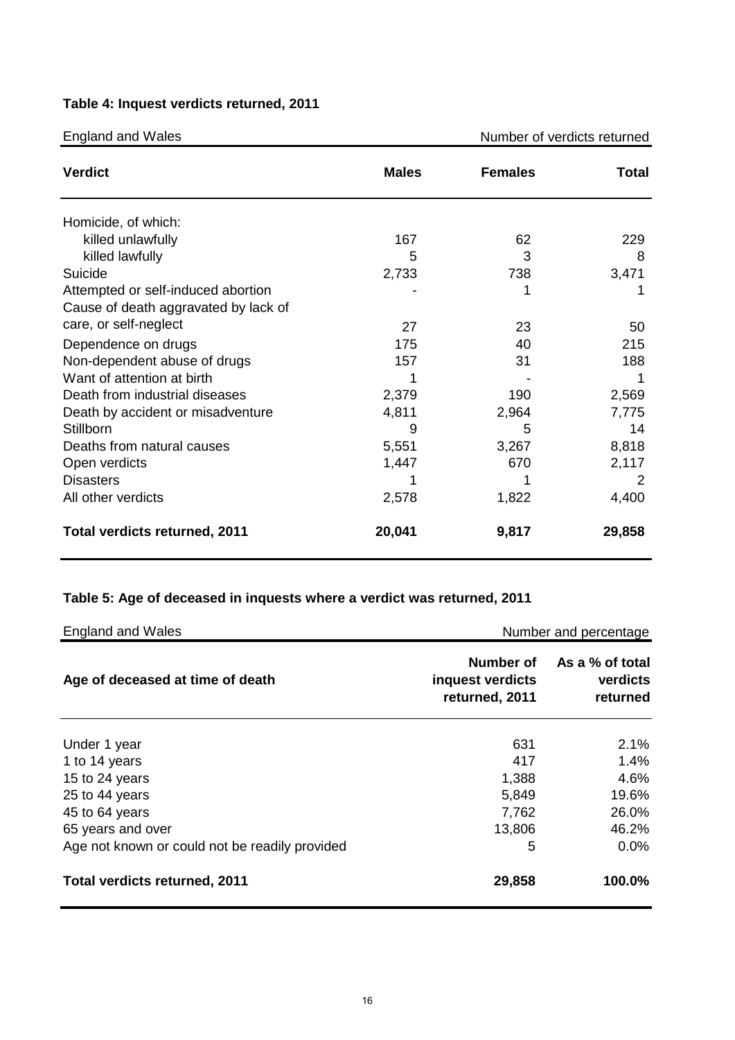**Table 4: Inquest verdicts returned, 2011**

England and Wales — Number of verdicts returned

| Verdict | Males | Females | Total |
|---|---|---|---|
| Homicide, of which: | | | |
| killed unlawfully | 167 | 62 | 229 |
| killed lawfully | 5 | 3 | 8 |
| Suicide | 2,733 | 738 | 3,471 |
| Attempted or self-induced abortion | - | 1 | 1 |
| Cause of death aggravated by lack of care, or self-neglect | 27 | 23 | 50 |
| Dependence on drugs | 175 | 40 | 215 |
| Non-dependent abuse of drugs | 157 | 31 | 188 |
| Want of attention at birth | 1 | - | 1 |
| Death from industrial diseases | 2,379 | 190 | 2,569 |
| Death by accident or misadventure | 4,811 | 2,964 | 7,775 |
| Stillborn | 9 | 5 | 14 |
| Deaths from natural causes | 5,551 | 3,267 | 8,818 |
| Open verdicts | 1,447 | 670 | 2,117 |
| Disasters | 1 | 1 | 2 |
| All other verdicts | 2,578 | 1,822 | 4,400 |
| **Total verdicts returned, 2011** | **20,041** | **9,817** | **29,858** |

**Table 5: Age of deceased in inquests where a verdict was returned, 2011**

England and Wales — Number and percentage

| Age of deceased at time of death | Number of inquest verdicts returned, 2011 | As a % of total verdicts returned |
|---|---|---|
| Under 1 year | 631 | 2.1% |
| 1 to 14 years | 417 | 1.4% |
| 15 to 24 years | 1,388 | 4.6% |
| 25 to 44 years | 5,849 | 19.6% |
| 45 to 64 years | 7,762 | 26.0% |
| 65 years and over | 13,806 | 46.2% |
| Age not known or could not be readily provided | 5 | 0.0% |
| **Total verdicts returned, 2011** | **29,858** | **100.0%** |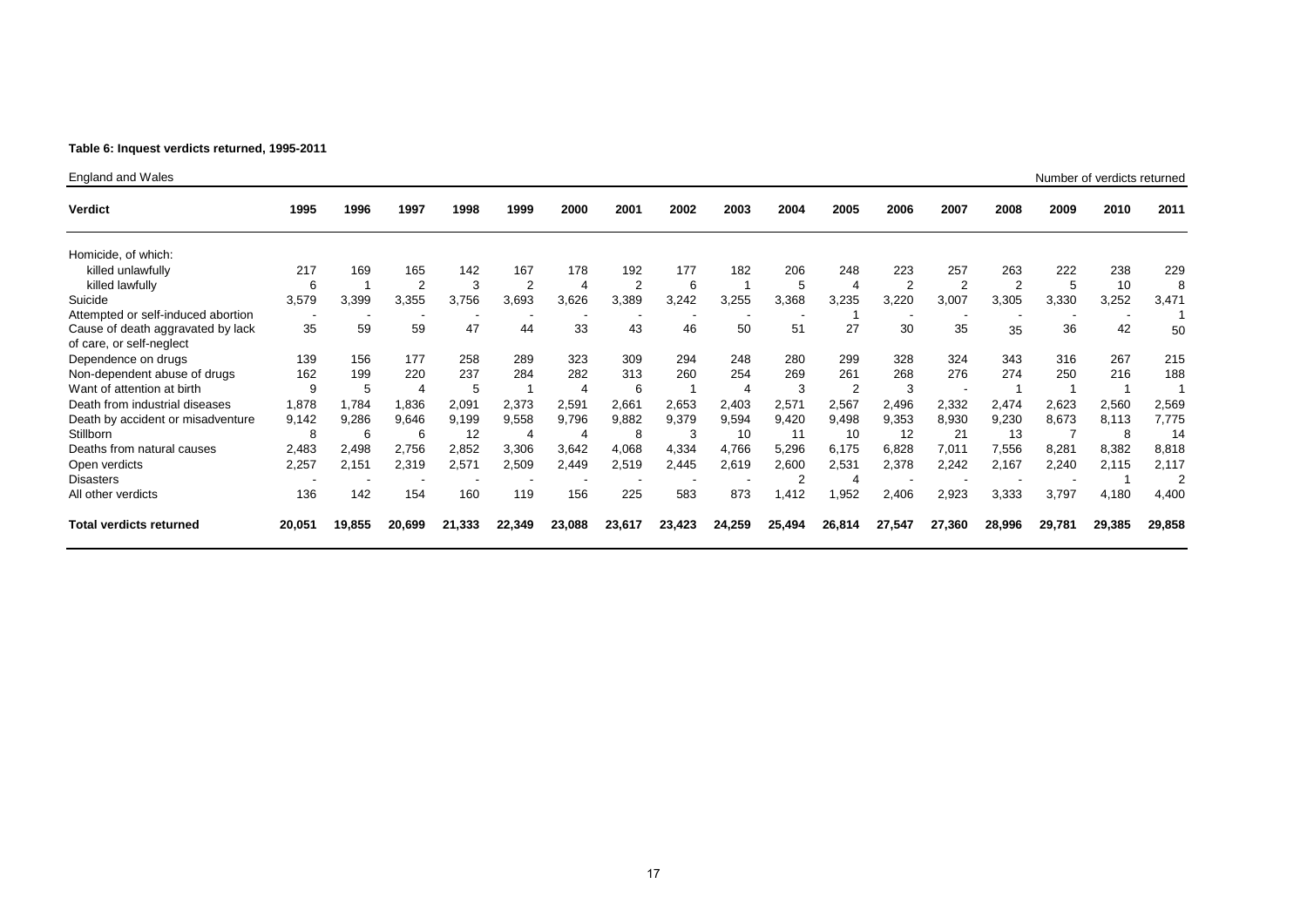**Table 6: Inquest verdicts returned, 1995-2011**

England and Wales — Number of verdicts returned

| Verdict | 1995 | 1996 | 1997 | 1998 | 1999 | 2000 | 2001 | 2002 | 2003 | 2004 | 2005 | 2006 | 2007 | 2008 | 2009 | 2010 | 2011 |
|---|---|---|---|---|---|---|---|---|---|---|---|---|---|---|---|---|---|
| Homicide, of which: | | | | | | | | | | | | | | | | | |
| killed unlawfully | 217 | 169 | 165 | 142 | 167 | 178 | 192 | 177 | 182 | 206 | 248 | 223 | 257 | 263 | 222 | 238 | 229 |
| killed lawfully | 6 | 1 | 2 | 3 | 2 | 4 | 2 | 6 | 1 | 5 | 4 | 2 | 2 | 2 | 5 | 10 | 8 |
| Suicide | 3,579 | 3,399 | 3,355 | 3,756 | 3,693 | 3,626 | 3,389 | 3,242 | 3,255 | 3,368 | 3,235 | 3,220 | 3,007 | 3,305 | 3,330 | 3,252 | 3,471 |
| Attempted or self-induced abortion | - | - | - | - | - | - | - | - | - | - | 1 | - | - | - | - | - | 1 |
| Cause of death aggravated by lack of care, or self-neglect | 35 | 59 | 59 | 47 | 44 | 33 | 43 | 46 | 50 | 51 | 27 | 30 | 35 | 35 | 36 | 42 | 50 |
| Dependence on drugs | 139 | 156 | 177 | 258 | 289 | 323 | 309 | 294 | 248 | 280 | 299 | 328 | 324 | 343 | 316 | 267 | 215 |
| Non-dependent abuse of drugs | 162 | 199 | 220 | 237 | 284 | 282 | 313 | 260 | 254 | 269 | 261 | 268 | 276 | 274 | 250 | 216 | 188 |
| Want of attention at birth | 9 | 5 | 4 | 5 | 1 | 4 | 6 | 1 | 4 | 3 | 2 | 3 | - | 1 | 1 | 1 | 1 |
| Death from industrial diseases | 1,878 | 1,784 | 1,836 | 2,091 | 2,373 | 2,591 | 2,661 | 2,653 | 2,403 | 2,571 | 2,567 | 2,496 | 2,332 | 2,474 | 2,623 | 2,560 | 2,569 |
| Death by accident or misadventure | 9,142 | 9,286 | 9,646 | 9,199 | 9,558 | 9,796 | 9,882 | 9,379 | 9,594 | 9,420 | 9,498 | 9,353 | 8,930 | 9,230 | 8,673 | 8,113 | 7,775 |
| Stillborn | 8 | 6 | 6 | 12 | 4 | 4 | 8 | 3 | 10 | 11 | 10 | 12 | 21 | 13 | 7 | 8 | 14 |
| Deaths from natural causes | 2,483 | 2,498 | 2,756 | 2,852 | 3,306 | 3,642 | 4,068 | 4,334 | 4,766 | 5,296 | 6,175 | 6,828 | 7,011 | 7,556 | 8,281 | 8,382 | 8,818 |
| Open verdicts | 2,257 | 2,151 | 2,319 | 2,571 | 2,509 | 2,449 | 2,519 | 2,445 | 2,619 | 2,600 | 2,531 | 2,378 | 2,242 | 2,167 | 2,240 | 2,115 | 2,117 |
| Disasters | - | - | - | - | - | - | - | - | - | 2 | 4 | - | - | - | - | 1 | 2 |
| All other verdicts | 136 | 142 | 154 | 160 | 119 | 156 | 225 | 583 | 873 | 1,412 | 1,952 | 2,406 | 2,923 | 3,333 | 3,797 | 4,180 | 4,400 |
| **Total verdicts returned** | **20,051** | **19,855** | **20,699** | **21,333** | **22,349** | **23,088** | **23,617** | **23,423** | **24,259** | **25,494** | **26,814** | **27,547** | **27,360** | **28,996** | **29,781** | **29,385** | **29,858** |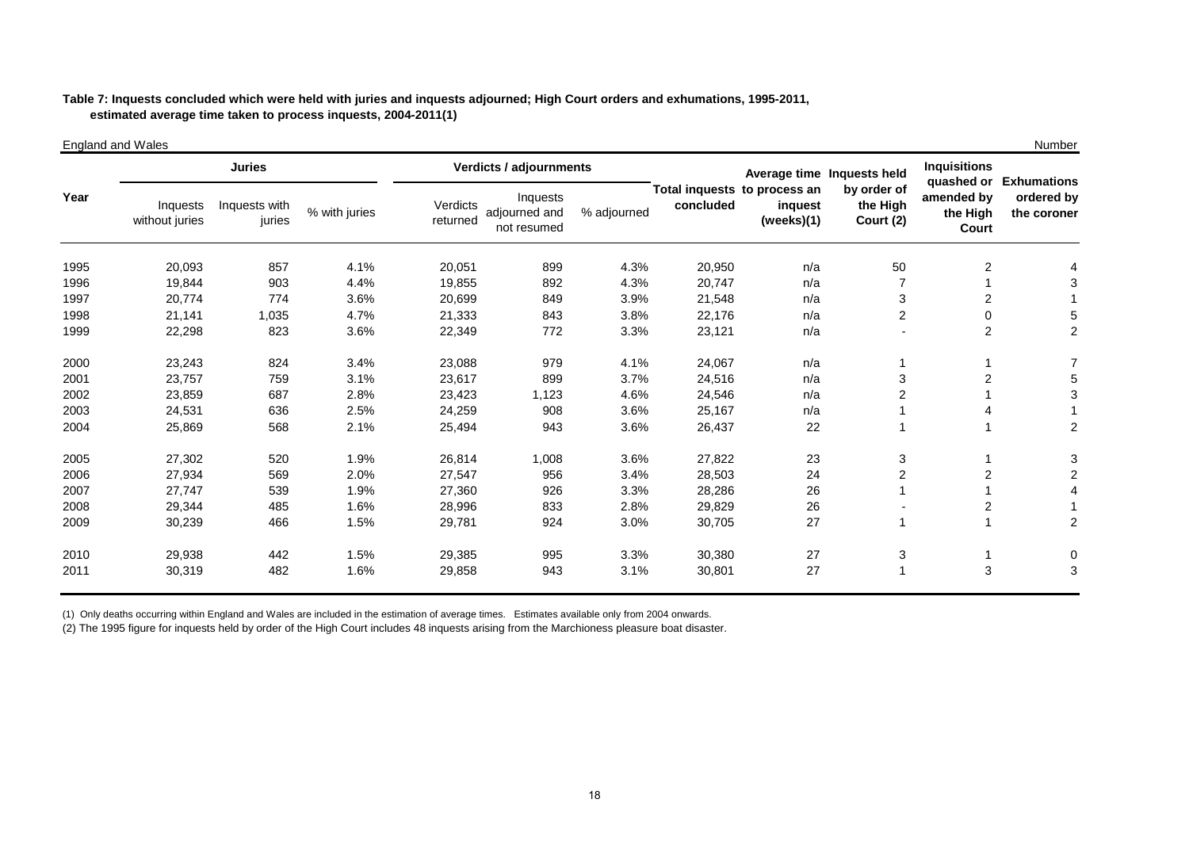**Table 7: Inquests concluded which were held with juries and inquests adjourned; High Court orders and exhumations, 1995-2011, estimated average time taken to process inquests, 2004-2011(1)**

England and Wales — Number

| Year | Juries | | | Verdicts / adjournments | | | Total inquests concluded | Average time to process an inquest (weeks)(1) | Inquests held by order of the High Court (2) | Inquisitions quashed or amended by the High Court | Exhumations ordered by the coroner |
|---|---|---|---|---|---|---|---|---|---|---|---|
| | Inquests without juries | Inquests with juries | % with juries | Verdicts returned | Inquests adjourned and not resumed | % adjourned | | | | | |
| 1995 | 20,093 | 857 | 4.1% | 20,051 | 899 | 4.3% | 20,950 | n/a | 50 | 2 | 4 |
| 1996 | 19,844 | 903 | 4.4% | 19,855 | 892 | 4.3% | 20,747 | n/a | 7 | 1 | 3 |
| 1997 | 20,774 | 774 | 3.6% | 20,699 | 849 | 3.9% | 21,548 | n/a | 3 | 2 | 1 |
| 1998 | 21,141 | 1,035 | 4.7% | 21,333 | 843 | 3.8% | 22,176 | n/a | 2 | 0 | 5 |
| 1999 | 22,298 | 823 | 3.6% | 22,349 | 772 | 3.3% | 23,121 | n/a | - | 2 | 2 |
| 2000 | 23,243 | 824 | 3.4% | 23,088 | 979 | 4.1% | 24,067 | n/a | 1 | 1 | 7 |
| 2001 | 23,757 | 759 | 3.1% | 23,617 | 899 | 3.7% | 24,516 | n/a | 3 | 2 | 5 |
| 2002 | 23,859 | 687 | 2.8% | 23,423 | 1,123 | 4.6% | 24,546 | n/a | 2 | 1 | 3 |
| 2003 | 24,531 | 636 | 2.5% | 24,259 | 908 | 3.6% | 25,167 | n/a | 1 | 4 | 1 |
| 2004 | 25,869 | 568 | 2.1% | 25,494 | 943 | 3.6% | 26,437 | 22 | 1 | 1 | 2 |
| 2005 | 27,302 | 520 | 1.9% | 26,814 | 1,008 | 3.6% | 27,822 | 23 | 3 | 1 | 3 |
| 2006 | 27,934 | 569 | 2.0% | 27,547 | 956 | 3.4% | 28,503 | 24 | 2 | 2 | 2 |
| 2007 | 27,747 | 539 | 1.9% | 27,360 | 926 | 3.3% | 28,286 | 26 | 1 | 1 | 4 |
| 2008 | 29,344 | 485 | 1.6% | 28,996 | 833 | 2.8% | 29,829 | 26 | - | 2 | 1 |
| 2009 | 30,239 | 466 | 1.5% | 29,781 | 924 | 3.0% | 30,705 | 27 | 1 | 1 | 2 |
| 2010 | 29,938 | 442 | 1.5% | 29,385 | 995 | 3.3% | 30,380 | 27 | 3 | 1 | 0 |
| 2011 | 30,319 | 482 | 1.6% | 29,858 | 943 | 3.1% | 30,801 | 27 | 1 | 3 | 3 |

(1) Only deaths occurring within England and Wales are included in the estimation of average times. Estimates available only from 2004 onwards.

(2) The 1995 figure for inquests held by order of the High Court includes 48 inquests arising from the Marchioness pleasure boat disaster.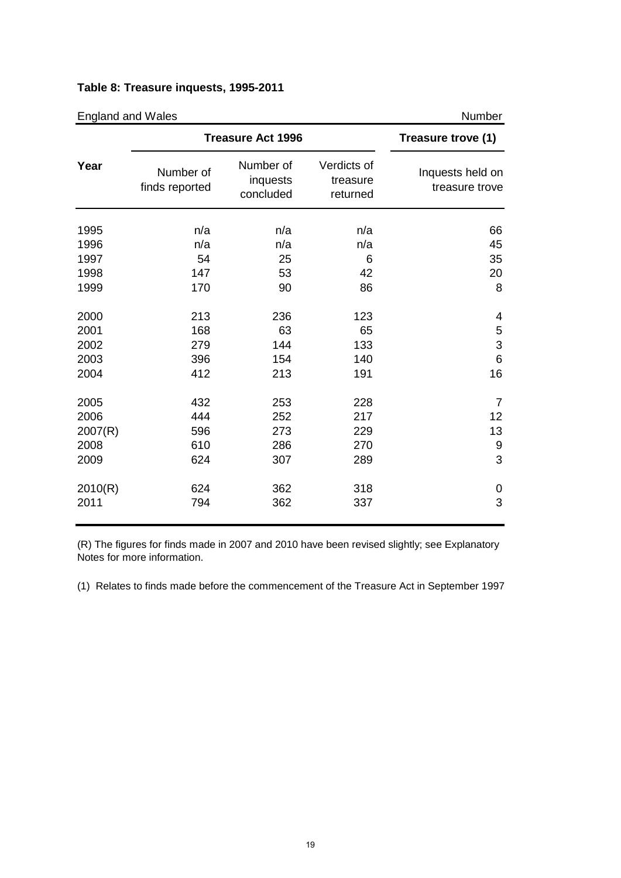**Table 8: Treasure inquests, 1995-2011**

England and Wales — Number

| Year | Treasure Act 1996 | | | Treasure trove (1) |
|---|---|---|---|---|
| | Number of finds reported | Number of inquests concluded | Verdicts of treasure returned | Inquests held on treasure trove |
| 1995 | n/a | n/a | n/a | 66 |
| 1996 | n/a | n/a | n/a | 45 |
| 1997 | 54 | 25 | 6 | 35 |
| 1998 | 147 | 53 | 42 | 20 |
| 1999 | 170 | 90 | 86 | 8 |
| 2000 | 213 | 236 | 123 | 4 |
| 2001 | 168 | 63 | 65 | 5 |
| 2002 | 279 | 144 | 133 | 3 |
| 2003 | 396 | 154 | 140 | 6 |
| 2004 | 412 | 213 | 191 | 16 |
| 2005 | 432 | 253 | 228 | 7 |
| 2006 | 444 | 252 | 217 | 12 |
| 2007(R) | 596 | 273 | 229 | 13 |
| 2008 | 610 | 286 | 270 | 9 |
| 2009 | 624 | 307 | 289 | 3 |
| 2010(R) | 624 | 362 | 318 | 0 |
| 2011 | 794 | 362 | 337 | 3 |

(R) The figures for finds made in 2007 and 2010 have been revised slightly; see Explanatory Notes for more information.

(1) Relates to finds made before the commencement of the Treasure Act in September 1997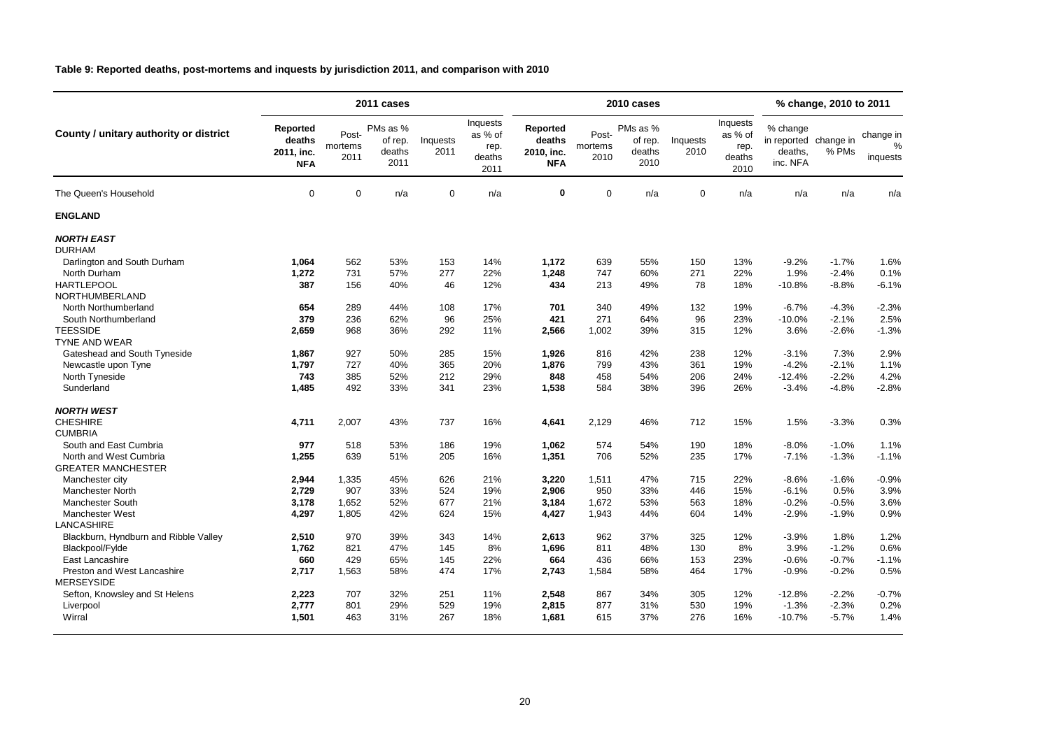**Table 9: Reported deaths, post-mortems and inquests by jurisdiction 2011, and comparison with 2010**

| County / unitary authority or district | 2011 cases | | | | | 2010 cases | | | | | % change, 2010 to 2011 | | |
|---|---|---|---|---|---|---|---|---|---|---|---|---|---|
| | **Reported deaths 2011, inc. NFA** | Post-mortems 2011 | PMs as % of rep. deaths 2011 | Inquests 2011 | Inquests as % of rep. deaths 2011 | **Reported deaths 2010, inc. NFA** | Post-mortems 2010 | PMs as % of rep. deaths 2010 | Inquests 2010 | Inquests as % of rep. deaths 2010 | % change in reported deaths, inc. NFA | change in % PMs | change in % inquests |
| The Queen's Household | 0 | 0 | n/a | 0 | n/a | **0** | 0 | n/a | 0 | n/a | n/a | n/a | n/a |
| **ENGLAND** | | | | | | | | | | | | | |
| ***NORTH EAST*** | | | | | | | | | | | | | |
| DURHAM | | | | | | | | | | | | | |
| Darlington and South Durham | **1,064** | 562 | 53% | 153 | 14% | **1,172** | 639 | 55% | 150 | 13% | -9.2% | -1.7% | 1.6% |
| North Durham | **1,272** | 731 | 57% | 277 | 22% | **1,248** | 747 | 60% | 271 | 22% | 1.9% | -2.4% | 0.1% |
| HARTLEPOOL | **387** | 156 | 40% | 46 | 12% | **434** | 213 | 49% | 78 | 18% | -10.8% | -8.8% | -6.1% |
| NORTHUMBERLAND | | | | | | | | | | | | | |
| North Northumberland | **654** | 289 | 44% | 108 | 17% | **701** | 340 | 49% | 132 | 19% | -6.7% | -4.3% | -2.3% |
| South Northumberland | **379** | 236 | 62% | 96 | 25% | **421** | 271 | 64% | 96 | 23% | -10.0% | -2.1% | 2.5% |
| TEESSIDE | **2,659** | 968 | 36% | 292 | 11% | **2,566** | 1,002 | 39% | 315 | 12% | 3.6% | -2.6% | -1.3% |
| TYNE AND WEAR | | | | | | | | | | | | | |
| Gateshead and South Tyneside | **1,867** | 927 | 50% | 285 | 15% | **1,926** | 816 | 42% | 238 | 12% | -3.1% | 7.3% | 2.9% |
| Newcastle upon Tyne | **1,797** | 727 | 40% | 365 | 20% | **1,876** | 799 | 43% | 361 | 19% | -4.2% | -2.1% | 1.1% |
| North Tyneside | **743** | 385 | 52% | 212 | 29% | **848** | 458 | 54% | 206 | 24% | -12.4% | -2.2% | 4.2% |
| Sunderland | **1,485** | 492 | 33% | 341 | 23% | **1,538** | 584 | 38% | 396 | 26% | -3.4% | -4.8% | -2.8% |
| ***NORTH WEST*** | | | | | | | | | | | | | |
| CHESHIRE | **4,711** | 2,007 | 43% | 737 | 16% | **4,641** | 2,129 | 46% | 712 | 15% | 1.5% | -3.3% | 0.3% |
| CUMBRIA | | | | | | | | | | | | | |
| South and East Cumbria | **977** | 518 | 53% | 186 | 19% | **1,062** | 574 | 54% | 190 | 18% | -8.0% | -1.0% | 1.1% |
| North and West Cumbria | **1,255** | 639 | 51% | 205 | 16% | **1,351** | 706 | 52% | 235 | 17% | -7.1% | -1.3% | -1.1% |
| GREATER MANCHESTER | | | | | | | | | | | | | |
| Manchester city | **2,944** | 1,335 | 45% | 626 | 21% | **3,220** | 1,511 | 47% | 715 | 22% | -8.6% | -1.6% | -0.9% |
| Manchester North | **2,729** | 907 | 33% | 524 | 19% | **2,906** | 950 | 33% | 446 | 15% | -6.1% | 0.5% | 3.9% |
| Manchester South | **3,178** | 1,652 | 52% | 677 | 21% | **3,184** | 1,672 | 53% | 563 | 18% | -0.2% | -0.5% | 3.6% |
| Manchester West | **4,297** | 1,805 | 42% | 624 | 15% | **4,427** | 1,943 | 44% | 604 | 14% | -2.9% | -1.9% | 0.9% |
| LANCASHIRE | | | | | | | | | | | | | |
| Blackburn, Hyndburn and Ribble Valley | **2,510** | 970 | 39% | 343 | 14% | **2,613** | 962 | 37% | 325 | 12% | -3.9% | 1.8% | 1.2% |
| Blackpool/Fylde | **1,762** | 821 | 47% | 145 | 8% | **1,696** | 811 | 48% | 130 | 8% | 3.9% | -1.2% | 0.6% |
| East Lancashire | **660** | 429 | 65% | 145 | 22% | **664** | 436 | 66% | 153 | 23% | -0.6% | -0.7% | -1.1% |
| Preston and West Lancashire | **2,717** | 1,563 | 58% | 474 | 17% | **2,743** | 1,584 | 58% | 464 | 17% | -0.9% | -0.2% | 0.5% |
| MERSEYSIDE | | | | | | | | | | | | | |
| Sefton, Knowsley and St Helens | **2,223** | 707 | 32% | 251 | 11% | **2,548** | 867 | 34% | 305 | 12% | -12.8% | -2.2% | -0.7% |
| Liverpool | **2,777** | 801 | 29% | 529 | 19% | **2,815** | 877 | 31% | 530 | 19% | -1.3% | -2.3% | 0.2% |
| Wirral | **1,501** | 463 | 31% | 267 | 18% | **1,681** | 615 | 37% | 276 | 16% | -10.7% | -5.7% | 1.4% |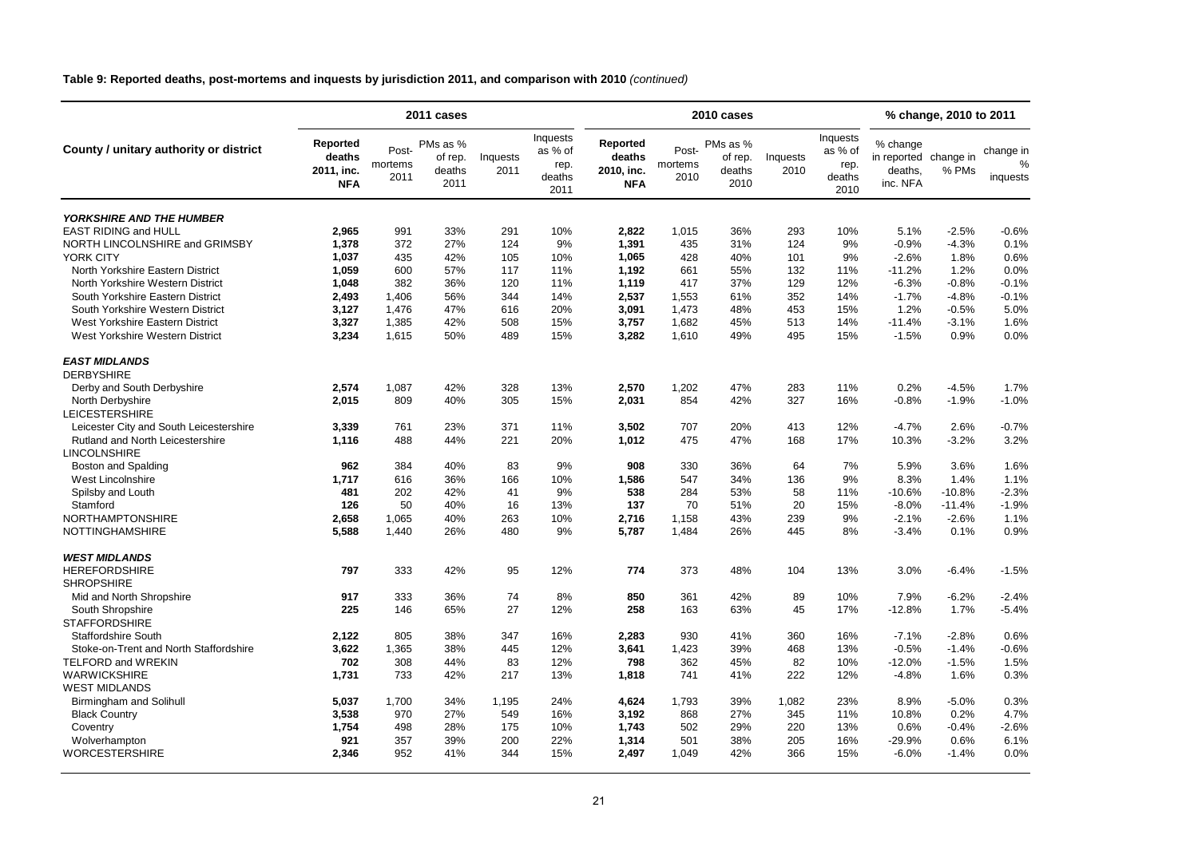**Table 9: Reported deaths, post-mortems and inquests by jurisdiction 2011, and comparison with 2010** *(continued)*

| County / unitary authority or district | 2011 cases | | | | | 2010 cases | | | | | % change, 2010 to 2011 | | |
|---|---|---|---|---|---|---|---|---|---|---|---|---|---|
| | Reported deaths 2011, inc. NFA | Post-mortems 2011 | PMs as % of rep. deaths 2011 | Inquests 2011 | Inquests as % of rep. deaths 2011 | Reported deaths 2010, inc. NFA | Post-mortems 2010 | PMs as % of rep. deaths 2010 | Inquests 2010 | Inquests as % of rep. deaths 2010 | % change in reported deaths, inc. NFA | change in % PMs | change in % inquests |
| ***YORKSHIRE AND THE HUMBER*** | | | | | | | | | | | | | |
| EAST RIDING and HULL | **2,965** | 991 | 33% | 291 | 10% | **2,822** | 1,015 | 36% | 293 | 10% | 5.1% | -2.5% | -0.6% |
| NORTH LINCOLNSHIRE and GRIMSBY | **1,378** | 372 | 27% | 124 | 9% | **1,391** | 435 | 31% | 124 | 9% | -0.9% | -4.3% | 0.1% |
| YORK CITY | **1,037** | 435 | 42% | 105 | 10% | **1,065** | 428 | 40% | 101 | 9% | -2.6% | 1.8% | 0.6% |
| North Yorkshire Eastern District | **1,059** | 600 | 57% | 117 | 11% | **1,192** | 661 | 55% | 132 | 11% | -11.2% | 1.2% | 0.0% |
| North Yorkshire Western District | **1,048** | 382 | 36% | 120 | 11% | **1,119** | 417 | 37% | 129 | 12% | -6.3% | -0.8% | -0.1% |
| South Yorkshire Eastern District | **2,493** | 1,406 | 56% | 344 | 14% | **2,537** | 1,553 | 61% | 352 | 14% | -1.7% | -4.8% | -0.1% |
| South Yorkshire Western District | **3,127** | 1,476 | 47% | 616 | 20% | **3,091** | 1,473 | 48% | 453 | 15% | 1.2% | -0.5% | 5.0% |
| West Yorkshire Eastern District | **3,327** | 1,385 | 42% | 508 | 15% | **3,757** | 1,682 | 45% | 513 | 14% | -11.4% | -3.1% | 1.6% |
| West Yorkshire Western District | **3,234** | 1,615 | 50% | 489 | 15% | **3,282** | 1,610 | 49% | 495 | 15% | -1.5% | 0.9% | 0.0% |
| ***EAST MIDLANDS*** | | | | | | | | | | | | | |
| DERBYSHIRE | | | | | | | | | | | | | |
| Derby and South Derbyshire | **2,574** | 1,087 | 42% | 328 | 13% | **2,570** | 1,202 | 47% | 283 | 11% | 0.2% | -4.5% | 1.7% |
| North Derbyshire | **2,015** | 809 | 40% | 305 | 15% | **2,031** | 854 | 42% | 327 | 16% | -0.8% | -1.9% | -1.0% |
| LEICESTERSHIRE | | | | | | | | | | | | | |
| Leicester City and South Leicestershire | **3,339** | 761 | 23% | 371 | 11% | **3,502** | 707 | 20% | 413 | 12% | -4.7% | 2.6% | -0.7% |
| Rutland and North Leicestershire | **1,116** | 488 | 44% | 221 | 20% | **1,012** | 475 | 47% | 168 | 17% | 10.3% | -3.2% | 3.2% |
| LINCOLNSHIRE | | | | | | | | | | | | | |
| Boston and Spalding | **962** | 384 | 40% | 83 | 9% | **908** | 330 | 36% | 64 | 7% | 5.9% | 3.6% | 1.6% |
| West Lincolnshire | **1,717** | 616 | 36% | 166 | 10% | **1,586** | 547 | 34% | 136 | 9% | 8.3% | 1.4% | 1.1% |
| Spilsby and Louth | **481** | 202 | 42% | 41 | 9% | **538** | 284 | 53% | 58 | 11% | -10.6% | -10.8% | -2.3% |
| Stamford | **126** | 50 | 40% | 16 | 13% | **137** | 70 | 51% | 20 | 15% | -8.0% | -11.4% | -1.9% |
| NORTHAMPTONSHIRE | **2,658** | 1,065 | 40% | 263 | 10% | **2,716** | 1,158 | 43% | 239 | 9% | -2.1% | -2.6% | 1.1% |
| NOTTINGHAMSHIRE | **5,588** | 1,440 | 26% | 480 | 9% | **5,787** | 1,484 | 26% | 445 | 8% | -3.4% | 0.1% | 0.9% |
| ***WEST MIDLANDS*** | | | | | | | | | | | | | |
| HEREFORDSHIRE | **797** | 333 | 42% | 95 | 12% | **774** | 373 | 48% | 104 | 13% | 3.0% | -6.4% | -1.5% |
| SHROPSHIRE | | | | | | | | | | | | | |
| Mid and North Shropshire | **917** | 333 | 36% | 74 | 8% | **850** | 361 | 42% | 89 | 10% | 7.9% | -6.2% | -2.4% |
| South Shropshire | **225** | 146 | 65% | 27 | 12% | **258** | 163 | 63% | 45 | 17% | -12.8% | 1.7% | -5.4% |
| STAFFORDSHIRE | | | | | | | | | | | | | |
| Staffordshire South | **2,122** | 805 | 38% | 347 | 16% | **2,283** | 930 | 41% | 360 | 16% | -7.1% | -2.8% | 0.6% |
| Stoke-on-Trent and North Staffordshire | **3,622** | 1,365 | 38% | 445 | 12% | **3,641** | 1,423 | 39% | 468 | 13% | -0.5% | -1.4% | -0.6% |
| TELFORD and WREKIN | **702** | 308 | 44% | 83 | 12% | **798** | 362 | 45% | 82 | 10% | -12.0% | -1.5% | 1.5% |
| WARWICKSHIRE | **1,731** | 733 | 42% | 217 | 13% | **1,818** | 741 | 41% | 222 | 12% | -4.8% | 1.6% | 0.3% |
| WEST MIDLANDS | | | | | | | | | | | | | |
| Birmingham and Solihull | **5,037** | 1,700 | 34% | 1,195 | 24% | **4,624** | 1,793 | 39% | 1,082 | 23% | 8.9% | -5.0% | 0.3% |
| Black Country | **3,538** | 970 | 27% | 549 | 16% | **3,192** | 868 | 27% | 345 | 11% | 10.8% | 0.2% | 4.7% |
| Coventry | **1,754** | 498 | 28% | 175 | 10% | **1,743** | 502 | 29% | 220 | 13% | 0.6% | -0.4% | -2.6% |
| Wolverhampton | **921** | 357 | 39% | 200 | 22% | **1,314** | 501 | 38% | 205 | 16% | -29.9% | 0.6% | 6.1% |
| WORCESTERSHIRE | **2,346** | 952 | 41% | 344 | 15% | **2,497** | 1,049 | 42% | 366 | 15% | -6.0% | -1.4% | 0.0% |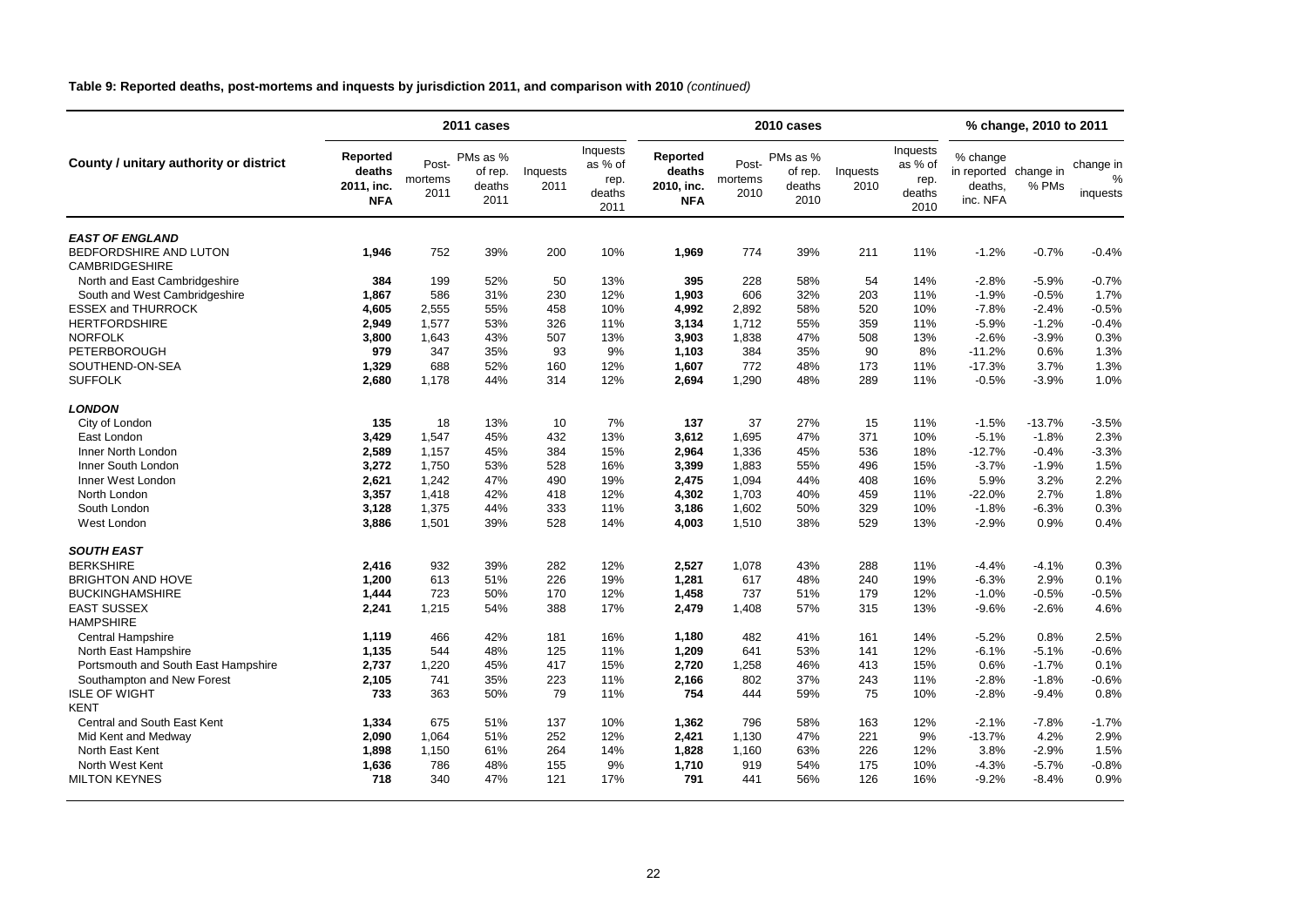**Table 9: Reported deaths, post-mortems and inquests by jurisdiction 2011, and comparison with 2010** *(continued)*

| County / unitary authority or district | 2011 cases | | | | | 2010 cases | | | | | % change, 2010 to 2011 | | |
|---|---|---|---|---|---|---|---|---|---|---|---|---|---|
| | Reported deaths 2011, inc. NFA | Post-mortems 2011 | PMs as % of rep. deaths 2011 | Inquests 2011 | Inquests as % of rep. deaths 2011 | Reported deaths 2010, inc. NFA | Post-mortems 2010 | PMs as % of rep. deaths 2010 | Inquests 2010 | Inquests as % of rep. deaths 2010 | % change in reported deaths, inc. NFA | change in % PMs | change in % inquests |
| ***EAST OF ENGLAND*** | | | | | | | | | | | | | |
| BEDFORDSHIRE AND LUTON | **1,946** | 752 | 39% | 200 | 10% | **1,969** | 774 | 39% | 211 | 11% | -1.2% | -0.7% | -0.4% |
| CAMBRIDGESHIRE | | | | | | | | | | | | | |
| North and East Cambridgeshire | **384** | 199 | 52% | 50 | 13% | **395** | 228 | 58% | 54 | 14% | -2.8% | -5.9% | -0.7% |
| South and West Cambridgeshire | **1,867** | 586 | 31% | 230 | 12% | **1,903** | 606 | 32% | 203 | 11% | -1.9% | -0.5% | 1.7% |
| ESSEX and THURROCK | **4,605** | 2,555 | 55% | 458 | 10% | **4,992** | 2,892 | 58% | 520 | 10% | -7.8% | -2.4% | -0.5% |
| HERTFORDSHIRE | **2,949** | 1,577 | 53% | 326 | 11% | **3,134** | 1,712 | 55% | 359 | 11% | -5.9% | -1.2% | -0.4% |
| NORFOLK | **3,800** | 1,643 | 43% | 507 | 13% | **3,903** | 1,838 | 47% | 508 | 13% | -2.6% | -3.9% | 0.3% |
| PETERBOROUGH | **979** | 347 | 35% | 93 | 9% | **1,103** | 384 | 35% | 90 | 8% | -11.2% | 0.6% | 1.3% |
| SOUTHEND-ON-SEA | **1,329** | 688 | 52% | 160 | 12% | **1,607** | 772 | 48% | 173 | 11% | -17.3% | 3.7% | 1.3% |
| SUFFOLK | **2,680** | 1,178 | 44% | 314 | 12% | **2,694** | 1,290 | 48% | 289 | 11% | -0.5% | -3.9% | 1.0% |
| ***LONDON*** | | | | | | | | | | | | | |
| City of London | **135** | 18 | 13% | 10 | 7% | **137** | 37 | 27% | 15 | 11% | -1.5% | -13.7% | -3.5% |
| East London | **3,429** | 1,547 | 45% | 432 | 13% | **3,612** | 1,695 | 47% | 371 | 10% | -5.1% | -1.8% | 2.3% |
| Inner North London | **2,589** | 1,157 | 45% | 384 | 15% | **2,964** | 1,336 | 45% | 536 | 18% | -12.7% | -0.4% | -3.3% |
| Inner South London | **3,272** | 1,750 | 53% | 528 | 16% | **3,399** | 1,883 | 55% | 496 | 15% | -3.7% | -1.9% | 1.5% |
| Inner West London | **2,621** | 1,242 | 47% | 490 | 19% | **2,475** | 1,094 | 44% | 408 | 16% | 5.9% | 3.2% | 2.2% |
| North London | **3,357** | 1,418 | 42% | 418 | 12% | **4,302** | 1,703 | 40% | 459 | 11% | -22.0% | 2.7% | 1.8% |
| South London | **3,128** | 1,375 | 44% | 333 | 11% | **3,186** | 1,602 | 50% | 329 | 10% | -1.8% | -6.3% | 0.3% |
| West London | **3,886** | 1,501 | 39% | 528 | 14% | **4,003** | 1,510 | 38% | 529 | 13% | -2.9% | 0.9% | 0.4% |
| ***SOUTH EAST*** | | | | | | | | | | | | | |
| BERKSHIRE | **2,416** | 932 | 39% | 282 | 12% | **2,527** | 1,078 | 43% | 288 | 11% | -4.4% | -4.1% | 0.3% |
| BRIGHTON AND HOVE | **1,200** | 613 | 51% | 226 | 19% | **1,281** | 617 | 48% | 240 | 19% | -6.3% | 2.9% | 0.1% |
| BUCKINGHAMSHIRE | **1,444** | 723 | 50% | 170 | 12% | **1,458** | 737 | 51% | 179 | 12% | -1.0% | -0.5% | -0.5% |
| EAST SUSSEX | **2,241** | 1,215 | 54% | 388 | 17% | **2,479** | 1,408 | 57% | 315 | 13% | -9.6% | -2.6% | 4.6% |
| HAMPSHIRE | | | | | | | | | | | | | |
| Central Hampshire | **1,119** | 466 | 42% | 181 | 16% | **1,180** | 482 | 41% | 161 | 14% | -5.2% | 0.8% | 2.5% |
| North East Hampshire | **1,135** | 544 | 48% | 125 | 11% | **1,209** | 641 | 53% | 141 | 12% | -6.1% | -5.1% | -0.6% |
| Portsmouth and South East Hampshire | **2,737** | 1,220 | 45% | 417 | 15% | **2,720** | 1,258 | 46% | 413 | 15% | 0.6% | -1.7% | 0.1% |
| Southampton and New Forest | **2,105** | 741 | 35% | 223 | 11% | **2,166** | 802 | 37% | 243 | 11% | -2.8% | -1.8% | -0.6% |
| ISLE OF WIGHT | **733** | 363 | 50% | 79 | 11% | **754** | 444 | 59% | 75 | 10% | -2.8% | -9.4% | 0.8% |
| KENT | | | | | | | | | | | | | |
| Central and South East Kent | **1,334** | 675 | 51% | 137 | 10% | **1,362** | 796 | 58% | 163 | 12% | -2.1% | -7.8% | -1.7% |
| Mid Kent and Medway | **2,090** | 1,064 | 51% | 252 | 12% | **2,421** | 1,130 | 47% | 221 | 9% | -13.7% | 4.2% | 2.9% |
| North East Kent | **1,898** | 1,150 | 61% | 264 | 14% | **1,828** | 1,160 | 63% | 226 | 12% | 3.8% | -2.9% | 1.5% |
| North West Kent | **1,636** | 786 | 48% | 155 | 9% | **1,710** | 919 | 54% | 175 | 10% | -4.3% | -5.7% | -0.8% |
| MILTON KEYNES | **718** | 340 | 47% | 121 | 17% | **791** | 441 | 56% | 126 | 16% | -9.2% | -8.4% | 0.9% |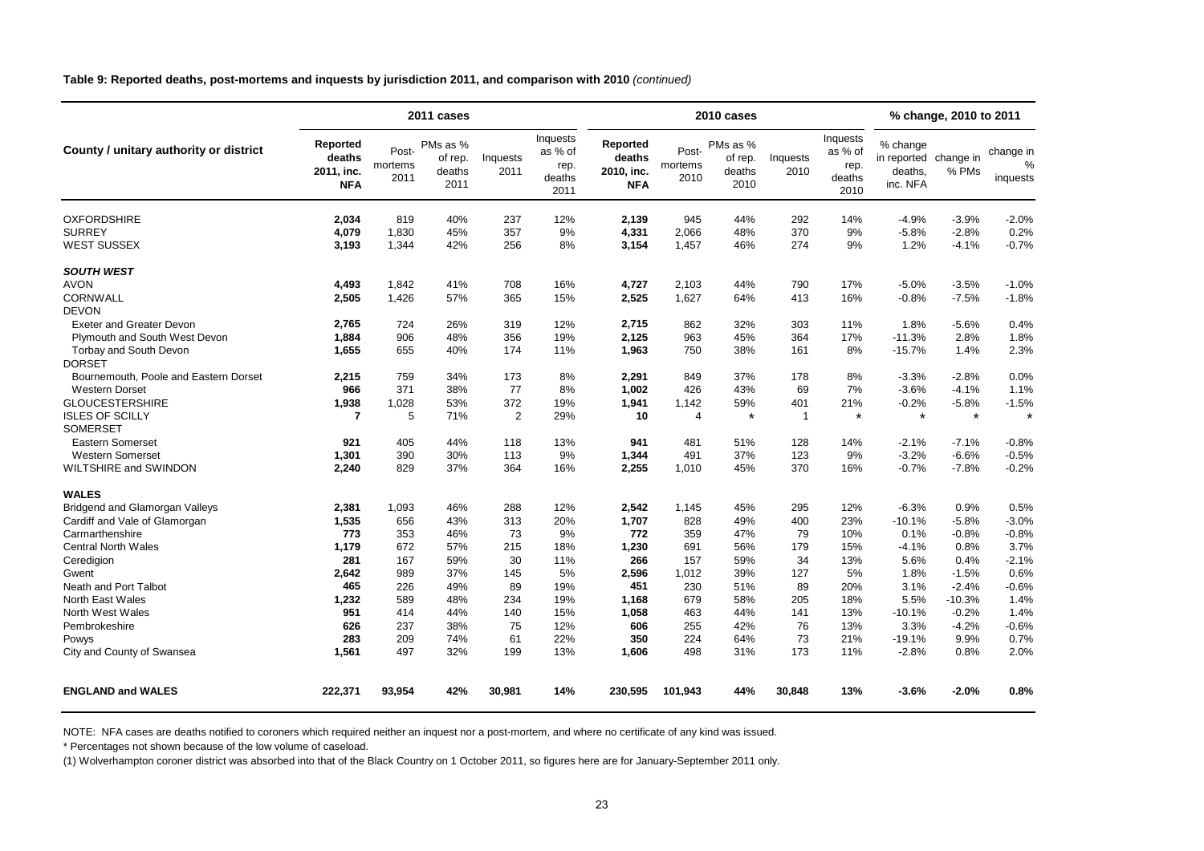**Table 9: Reported deaths, post-mortems and inquests by jurisdiction 2011, and comparison with 2010** *(continued)*

| County / unitary authority or district | 2011 cases | | | | | 2010 cases | | | | | % change, 2010 to 2011 | | |
|---|---|---|---|---|---|---|---|---|---|---|---|---|---|
| | Reported deaths 2011, inc. NFA | Post-mortems 2011 | PMs as % of rep. deaths 2011 | Inquests 2011 | Inquests as % of rep. deaths 2011 | Reported deaths 2010, inc. NFA | Post-mortems 2010 | PMs as % of rep. deaths 2010 | Inquests 2010 | Inquests as % of rep. deaths 2010 | % change in reported deaths, inc. NFA | change in % PMs | change in % inquests |
| OXFORDSHIRE | **2,034** | 819 | 40% | 237 | 12% | **2,139** | 945 | 44% | 292 | 14% | -4.9% | -3.9% | -2.0% |
| SURREY | **4,079** | 1,830 | 45% | 357 | 9% | **4,331** | 2,066 | 48% | 370 | 9% | -5.8% | -2.8% | 0.2% |
| WEST SUSSEX | **3,193** | 1,344 | 42% | 256 | 8% | **3,154** | 1,457 | 46% | 274 | 9% | 1.2% | -4.1% | -0.7% |
| ***SOUTH WEST*** | | | | | | | | | | | | | |
| AVON | **4,493** | 1,842 | 41% | 708 | 16% | **4,727** | 2,103 | 44% | 790 | 17% | -5.0% | -3.5% | -1.0% |
| CORNWALL | **2,505** | 1,426 | 57% | 365 | 15% | **2,525** | 1,627 | 64% | 413 | 16% | -0.8% | -7.5% | -1.8% |
| DEVON | | | | | | | | | | | | | |
| Exeter and Greater Devon | **2,765** | 724 | 26% | 319 | 12% | **2,715** | 862 | 32% | 303 | 11% | 1.8% | -5.6% | 0.4% |
| Plymouth and South West Devon | **1,884** | 906 | 48% | 356 | 19% | **2,125** | 963 | 45% | 364 | 17% | -11.3% | 2.8% | 1.8% |
| Torbay and South Devon | **1,655** | 655 | 40% | 174 | 11% | **1,963** | 750 | 38% | 161 | 8% | -15.7% | 1.4% | 2.3% |
| DORSET | | | | | | | | | | | | | |
| Bournemouth, Poole and Eastern Dorset | **2,215** | 759 | 34% | 173 | 8% | **2,291** | 849 | 37% | 178 | 8% | -3.3% | -2.8% | 0.0% |
| Western Dorset | **966** | 371 | 38% | 77 | 8% | **1,002** | 426 | 43% | 69 | 7% | -3.6% | -4.1% | 1.1% |
| GLOUCESTERSHIRE | **1,938** | 1,028 | 53% | 372 | 19% | **1,941** | 1,142 | 59% | 401 | 21% | -0.2% | -5.8% | -1.5% |
| ISLES OF SCILLY | **7** | 5 | 71% | 2 | 29% | **10** | 4 | * | 1 | * | * | * | * |
| SOMERSET | | | | | | | | | | | | | |
| Eastern Somerset | **921** | 405 | 44% | 118 | 13% | **941** | 481 | 51% | 128 | 14% | -2.1% | -7.1% | -0.8% |
| Western Somerset | **1,301** | 390 | 30% | 113 | 9% | **1,344** | 491 | 37% | 123 | 9% | -3.2% | -6.6% | -0.5% |
| WILTSHIRE and SWINDON | **2,240** | 829 | 37% | 364 | 16% | **2,255** | 1,010 | 45% | 370 | 16% | -0.7% | -7.8% | -0.2% |
| **WALES** | | | | | | | | | | | | | |
| Bridgend and Glamorgan Valleys | **2,381** | 1,093 | 46% | 288 | 12% | **2,542** | 1,145 | 45% | 295 | 12% | -6.3% | 0.9% | 0.5% |
| Cardiff and Vale of Glamorgan | **1,535** | 656 | 43% | 313 | 20% | **1,707** | 828 | 49% | 400 | 23% | -10.1% | -5.8% | -3.0% |
| Carmarthenshire | **773** | 353 | 46% | 73 | 9% | **772** | 359 | 47% | 79 | 10% | 0.1% | -0.8% | -0.8% |
| Central North Wales | **1,179** | 672 | 57% | 215 | 18% | **1,230** | 691 | 56% | 179 | 15% | -4.1% | 0.8% | 3.7% |
| Ceredigion | **281** | 167 | 59% | 30 | 11% | **266** | 157 | 59% | 34 | 13% | 5.6% | 0.4% | -2.1% |
| Gwent | **2,642** | 989 | 37% | 145 | 5% | **2,596** | 1,012 | 39% | 127 | 5% | 1.8% | -1.5% | 0.6% |
| Neath and Port Talbot | **465** | 226 | 49% | 89 | 19% | **451** | 230 | 51% | 89 | 20% | 3.1% | -2.4% | -0.6% |
| North East Wales | **1,232** | 589 | 48% | 234 | 19% | **1,168** | 679 | 58% | 205 | 18% | 5.5% | -10.3% | 1.4% |
| North West Wales | **951** | 414 | 44% | 140 | 15% | **1,058** | 463 | 44% | 141 | 13% | -10.1% | -0.2% | 1.4% |
| Pembrokeshire | **626** | 237 | 38% | 75 | 12% | **606** | 255 | 42% | 76 | 13% | 3.3% | -4.2% | -0.6% |
| Powys | **283** | 209 | 74% | 61 | 22% | **350** | 224 | 64% | 73 | 21% | -19.1% | 9.9% | 0.7% |
| City and County of Swansea | **1,561** | 497 | 32% | 199 | 13% | **1,606** | 498 | 31% | 173 | 11% | -2.8% | 0.8% | 2.0% |
| **ENGLAND and WALES** | **222,371** | **93,954** | **42%** | **30,981** | **14%** | **230,595** | **101,943** | **44%** | **30,848** | **13%** | **-3.6%** | **-2.0%** | **0.8%** |

NOTE: NFA cases are deaths notified to coroners which required neither an inquest nor a post-mortem, and where no certificate of any kind was issued.

\* Percentages not shown because of the low volume of caseload.

(1) Wolverhampton coroner district was absorbed into that of the Black Country on 1 October 2011, so figures here are for January-September 2011 only.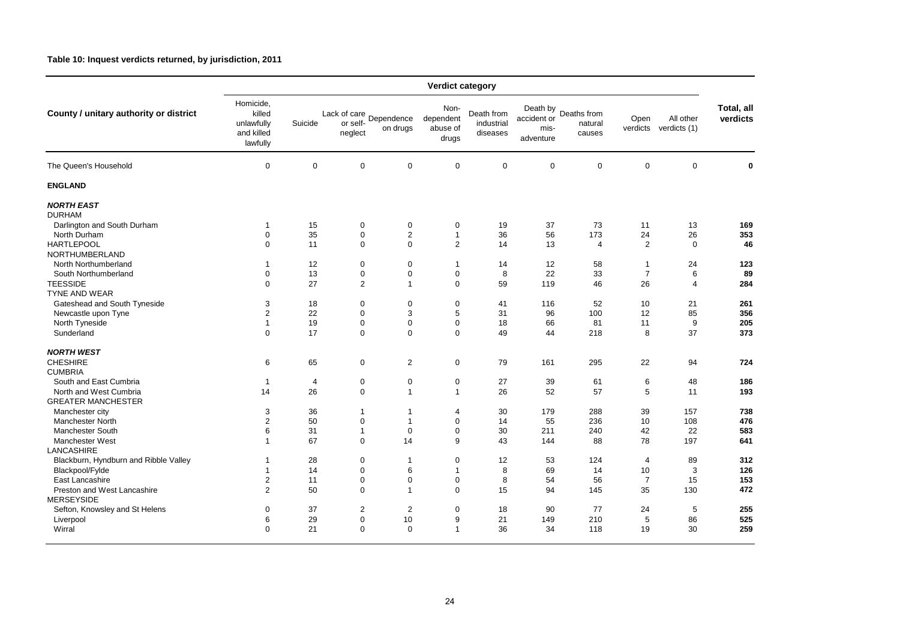**Table 10: Inquest verdicts returned, by jurisdiction, 2011**

| County / unitary authority or district | Verdict category | | | | | | | | | | Total, all verdicts |
|---|---|---|---|---|---|---|---|---|---|---|---|
| | Homicide, killed unlawfully and killed lawfully | Suicide | Lack of care or self-neglect | Dependence on drugs | Non-dependent abuse of drugs | Death from industrial diseases | Death by accident or mis-adventure | Deaths from natural causes | Open verdicts | All other verdicts (1) | |
| The Queen's Household | 0 | 0 | 0 | 0 | 0 | 0 | 0 | 0 | 0 | 0 | **0** |
| **ENGLAND** | | | | | | | | | | | |
| ***NORTH EAST*** | | | | | | | | | | | |
| DURHAM | | | | | | | | | | | |
| Darlington and South Durham | 1 | 15 | 0 | 0 | 0 | 19 | 37 | 73 | 11 | 13 | **169** |
| North Durham | 0 | 35 | 0 | 2 | 1 | 36 | 56 | 173 | 24 | 26 | **353** |
| HARTLEPOOL | 0 | 11 | 0 | 0 | 2 | 14 | 13 | 4 | 2 | 0 | **46** |
| NORTHUMBERLAND | | | | | | | | | | | |
| North Northumberland | 1 | 12 | 0 | 0 | 1 | 14 | 12 | 58 | 1 | 24 | **123** |
| South Northumberland | 0 | 13 | 0 | 0 | 0 | 8 | 22 | 33 | 7 | 6 | **89** |
| TEESSIDE | 0 | 27 | 2 | 1 | 0 | 59 | 119 | 46 | 26 | 4 | **284** |
| TYNE AND WEAR | | | | | | | | | | | |
| Gateshead and South Tyneside | 3 | 18 | 0 | 0 | 0 | 41 | 116 | 52 | 10 | 21 | **261** |
| Newcastle upon Tyne | 2 | 22 | 0 | 3 | 5 | 31 | 96 | 100 | 12 | 85 | **356** |
| North Tyneside | 1 | 19 | 0 | 0 | 0 | 18 | 66 | 81 | 11 | 9 | **205** |
| Sunderland | 0 | 17 | 0 | 0 | 0 | 49 | 44 | 218 | 8 | 37 | **373** |
| ***NORTH WEST*** | | | | | | | | | | | |
| CHESHIRE | 6 | 65 | 0 | 2 | 0 | 79 | 161 | 295 | 22 | 94 | **724** |
| CUMBRIA | | | | | | | | | | | |
| South and East Cumbria | 1 | 4 | 0 | 0 | 0 | 27 | 39 | 61 | 6 | 48 | **186** |
| North and West Cumbria | 14 | 26 | 0 | 1 | 1 | 26 | 52 | 57 | 5 | 11 | **193** |
| GREATER MANCHESTER | | | | | | | | | | | |
| Manchester city | 3 | 36 | 1 | 1 | 4 | 30 | 179 | 288 | 39 | 157 | **738** |
| Manchester North | 2 | 50 | 0 | 1 | 0 | 14 | 55 | 236 | 10 | 108 | **476** |
| Manchester South | 6 | 31 | 1 | 0 | 0 | 30 | 211 | 240 | 42 | 22 | **583** |
| Manchester West | 1 | 67 | 0 | 14 | 9 | 43 | 144 | 88 | 78 | 197 | **641** |
| LANCASHIRE | | | | | | | | | | | |
| Blackburn, Hyndburn and Ribble Valley | 1 | 28 | 0 | 1 | 0 | 12 | 53 | 124 | 4 | 89 | **312** |
| Blackpool/Fylde | 1 | 14 | 0 | 6 | 1 | 8 | 69 | 14 | 10 | 3 | **126** |
| East Lancashire | 2 | 11 | 0 | 0 | 0 | 8 | 54 | 56 | 7 | 15 | **153** |
| Preston and West Lancashire | 2 | 50 | 0 | 1 | 0 | 15 | 94 | 145 | 35 | 130 | **472** |
| MERSEYSIDE | | | | | | | | | | | |
| Sefton, Knowsley and St Helens | 0 | 37 | 2 | 2 | 0 | 18 | 90 | 77 | 24 | 5 | **255** |
| Liverpool | 6 | 29 | 0 | 10 | 9 | 21 | 149 | 210 | 5 | 86 | **525** |
| Wirral | 0 | 21 | 0 | 0 | 1 | 36 | 34 | 118 | 19 | 30 | **259** |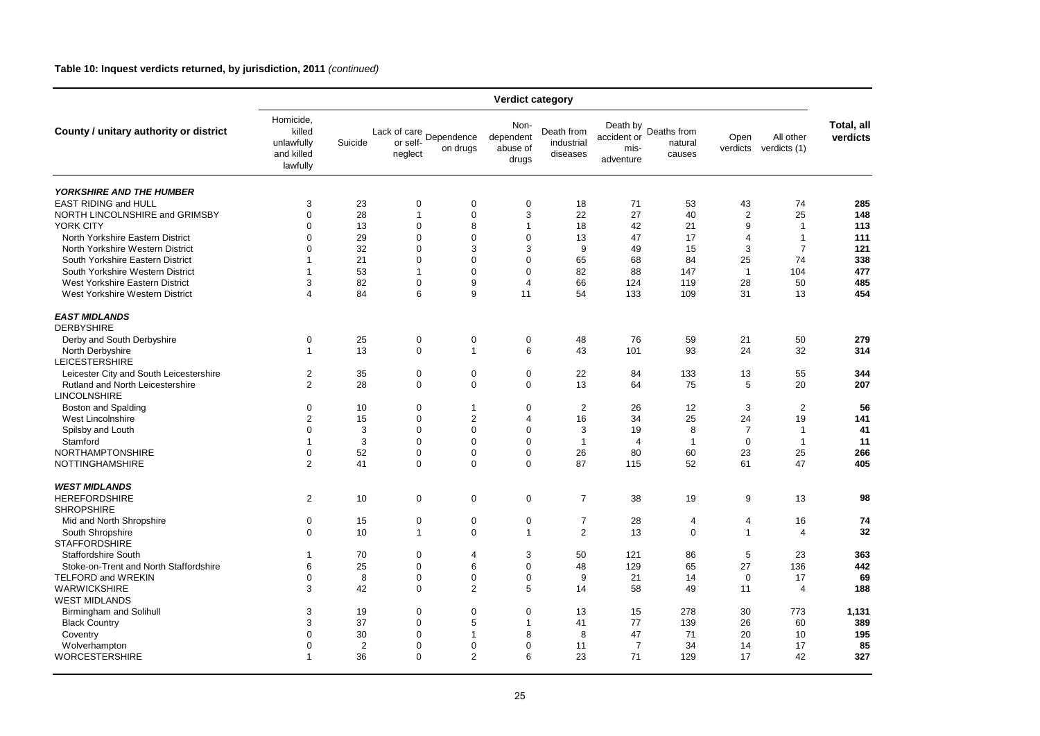**Table 10: Inquest verdicts returned, by jurisdiction, 2011** *(continued)*

| County / unitary authority or district | Verdict category | | | | | | | | | | Total, all verdicts |
|---|---|---|---|---|---|---|---|---|---|---|---|
| | Homicide, killed unlawfully and killed lawfully | Suicide | Lack of care or self-neglect | Dependence on drugs | Non-dependent abuse of drugs | Death from industrial diseases | Death by accident or mis-adventure | Deaths from natural causes | Open verdicts | All other verdicts (1) | |
| ***YORKSHIRE AND THE HUMBER*** | | | | | | | | | | | |
| EAST RIDING and HULL | 3 | 23 | 0 | 0 | 0 | 18 | 71 | 53 | 43 | 74 | **285** |
| NORTH LINCOLNSHIRE and GRIMSBY | 0 | 28 | 1 | 0 | 3 | 22 | 27 | 40 | 2 | 25 | **148** |
| YORK CITY | 0 | 13 | 0 | 8 | 1 | 18 | 42 | 21 | 9 | 1 | **113** |
| North Yorkshire Eastern District | 0 | 29 | 0 | 0 | 0 | 13 | 47 | 17 | 4 | 1 | **111** |
| North Yorkshire Western District | 0 | 32 | 0 | 3 | 3 | 9 | 49 | 15 | 3 | 7 | **121** |
| South Yorkshire Eastern District | 1 | 21 | 0 | 0 | 0 | 65 | 68 | 84 | 25 | 74 | **338** |
| South Yorkshire Western District | 1 | 53 | 1 | 0 | 0 | 82 | 88 | 147 | 1 | 104 | **477** |
| West Yorkshire Eastern District | 3 | 82 | 0 | 9 | 4 | 66 | 124 | 119 | 28 | 50 | **485** |
| West Yorkshire Western District | 4 | 84 | 6 | 9 | 11 | 54 | 133 | 109 | 31 | 13 | **454** |
| ***EAST MIDLANDS*** | | | | | | | | | | | |
| DERBYSHIRE | | | | | | | | | | | |
| Derby and South Derbyshire | 0 | 25 | 0 | 0 | 0 | 48 | 76 | 59 | 21 | 50 | **279** |
| North Derbyshire | 1 | 13 | 0 | 1 | 6 | 43 | 101 | 93 | 24 | 32 | **314** |
| LEICESTERSHIRE | | | | | | | | | | | |
| Leicester City and South Leicestershire | 2 | 35 | 0 | 0 | 0 | 22 | 84 | 133 | 13 | 55 | **344** |
| Rutland and North Leicestershire | 2 | 28 | 0 | 0 | 0 | 13 | 64 | 75 | 5 | 20 | **207** |
| LINCOLNSHIRE | | | | | | | | | | | |
| Boston and Spalding | 0 | 10 | 0 | 1 | 0 | 2 | 26 | 12 | 3 | 2 | **56** |
| West Lincolnshire | 2 | 15 | 0 | 2 | 4 | 16 | 34 | 25 | 24 | 19 | **141** |
| Spilsby and Louth | 0 | 3 | 0 | 0 | 0 | 3 | 19 | 8 | 7 | 1 | **41** |
| Stamford | 1 | 3 | 0 | 0 | 0 | 1 | 4 | 1 | 0 | 1 | **11** |
| NORTHAMPTONSHIRE | 0 | 52 | 0 | 0 | 0 | 26 | 80 | 60 | 23 | 25 | **266** |
| NOTTINGHAMSHIRE | 2 | 41 | 0 | 0 | 0 | 87 | 115 | 52 | 61 | 47 | **405** |
| ***WEST MIDLANDS*** | | | | | | | | | | | |
| HEREFORDSHIRE | 2 | 10 | 0 | 0 | 0 | 7 | 38 | 19 | 9 | 13 | **98** |
| SHROPSHIRE | | | | | | | | | | | |
| Mid and North Shropshire | 0 | 15 | 0 | 0 | 0 | 7 | 28 | 4 | 4 | 16 | **74** |
| South Shropshire | 0 | 10 | 1 | 0 | 1 | 2 | 13 | 0 | 1 | 4 | **32** |
| STAFFORDSHIRE | | | | | | | | | | | |
| Staffordshire South | 1 | 70 | 0 | 4 | 3 | 50 | 121 | 86 | 5 | 23 | **363** |
| Stoke-on-Trent and North Staffordshire | 6 | 25 | 0 | 6 | 0 | 48 | 129 | 65 | 27 | 136 | **442** |
| TELFORD and WREKIN | 0 | 8 | 0 | 0 | 0 | 9 | 21 | 14 | 0 | 17 | **69** |
| WARWICKSHIRE | 3 | 42 | 0 | 2 | 5 | 14 | 58 | 49 | 11 | 4 | **188** |
| WEST MIDLANDS | | | | | | | | | | | |
| Birmingham and Solihull | 3 | 19 | 0 | 0 | 0 | 13 | 15 | 278 | 30 | 773 | **1,131** |
| Black Country | 3 | 37 | 0 | 5 | 1 | 41 | 77 | 139 | 26 | 60 | **389** |
| Coventry | 0 | 30 | 0 | 1 | 8 | 8 | 47 | 71 | 20 | 10 | **195** |
| Wolverhampton | 0 | 2 | 0 | 0 | 0 | 11 | 7 | 34 | 14 | 17 | **85** |
| WORCESTERSHIRE | 1 | 36 | 0 | 2 | 6 | 23 | 71 | 129 | 17 | 42 | **327** |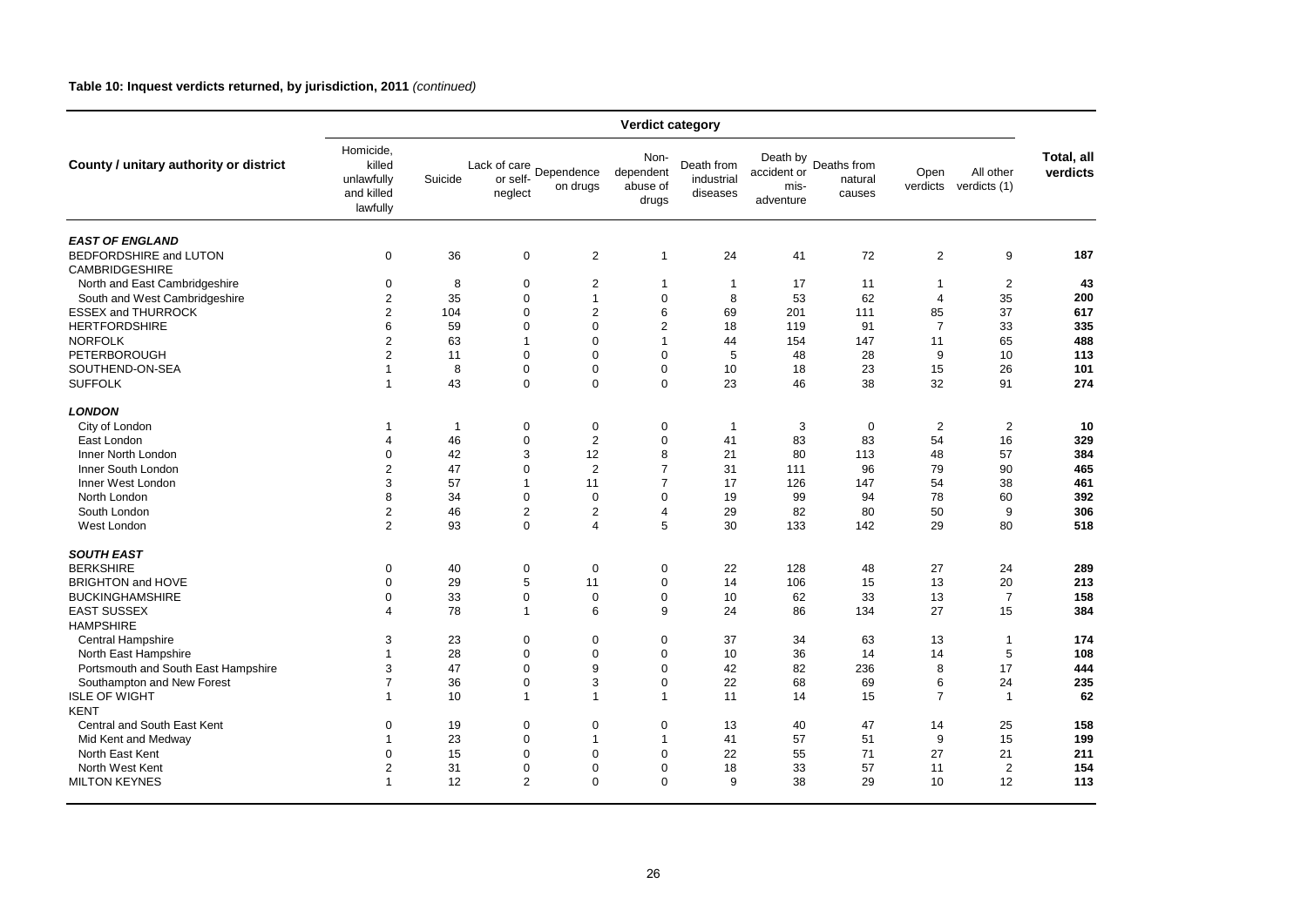**Table 10: Inquest verdicts returned, by jurisdiction, 2011** *(continued)*

| County / unitary authority or district | Verdict category | | | | | | | | | | Total, all verdicts |
|---|---|---|---|---|---|---|---|---|---|---|---|
| | Homicide, killed unlawfully and killed lawfully | Suicide | Lack of care or self-neglect | Dependence on drugs | Non-dependent abuse of drugs | Death from industrial diseases | Death by accident or mis-adventure | Deaths from natural causes | Open verdicts | All other verdicts (1) | |
| ***EAST OF ENGLAND*** | | | | | | | | | | | |
| BEDFORDSHIRE and LUTON | 0 | 36 | 0 | 2 | 1 | 24 | 41 | 72 | 2 | 9 | **187** |
| CAMBRIDGESHIRE | | | | | | | | | | | |
| North and East Cambridgeshire | 0 | 8 | 0 | 2 | 1 | 1 | 17 | 11 | 1 | 2 | **43** |
| South and West Cambridgeshire | 2 | 35 | 0 | 1 | 0 | 8 | 53 | 62 | 4 | 35 | **200** |
| ESSEX and THURROCK | 2 | 104 | 0 | 2 | 6 | 69 | 201 | 111 | 85 | 37 | **617** |
| HERTFORDSHIRE | 6 | 59 | 0 | 0 | 2 | 18 | 119 | 91 | 7 | 33 | **335** |
| NORFOLK | 2 | 63 | 1 | 0 | 1 | 44 | 154 | 147 | 11 | 65 | **488** |
| PETERBOROUGH | 2 | 11 | 0 | 0 | 0 | 5 | 48 | 28 | 9 | 10 | **113** |
| SOUTHEND-ON-SEA | 1 | 8 | 0 | 0 | 0 | 10 | 18 | 23 | 15 | 26 | **101** |
| SUFFOLK | 1 | 43 | 0 | 0 | 0 | 23 | 46 | 38 | 32 | 91 | **274** |
| ***LONDON*** | | | | | | | | | | | |
| City of London | 1 | 1 | 0 | 0 | 0 | 1 | 3 | 0 | 2 | 2 | **10** |
| East London | 4 | 46 | 0 | 2 | 0 | 41 | 83 | 83 | 54 | 16 | **329** |
| Inner North London | 0 | 42 | 3 | 12 | 8 | 21 | 80 | 113 | 48 | 57 | **384** |
| Inner South London | 2 | 47 | 0 | 2 | 7 | 31 | 111 | 96 | 79 | 90 | **465** |
| Inner West London | 3 | 57 | 1 | 11 | 7 | 17 | 126 | 147 | 54 | 38 | **461** |
| North London | 8 | 34 | 0 | 0 | 0 | 19 | 99 | 94 | 78 | 60 | **392** |
| South London | 2 | 46 | 2 | 2 | 4 | 29 | 82 | 80 | 50 | 9 | **306** |
| West London | 2 | 93 | 0 | 4 | 5 | 30 | 133 | 142 | 29 | 80 | **518** |
| ***SOUTH EAST*** | | | | | | | | | | | |
| BERKSHIRE | 0 | 40 | 0 | 0 | 0 | 22 | 128 | 48 | 27 | 24 | **289** |
| BRIGHTON and HOVE | 0 | 29 | 5 | 11 | 0 | 14 | 106 | 15 | 13 | 20 | **213** |
| BUCKINGHAMSHIRE | 0 | 33 | 0 | 0 | 0 | 10 | 62 | 33 | 13 | 7 | **158** |
| EAST SUSSEX | 4 | 78 | 1 | 6 | 9 | 24 | 86 | 134 | 27 | 15 | **384** |
| HAMPSHIRE | | | | | | | | | | | |
| Central Hampshire | 3 | 23 | 0 | 0 | 0 | 37 | 34 | 63 | 13 | 1 | **174** |
| North East Hampshire | 1 | 28 | 0 | 0 | 0 | 10 | 36 | 14 | 14 | 5 | **108** |
| Portsmouth and South East Hampshire | 3 | 47 | 0 | 9 | 0 | 42 | 82 | 236 | 8 | 17 | **444** |
| Southampton and New Forest | 7 | 36 | 0 | 3 | 0 | 22 | 68 | 69 | 6 | 24 | **235** |
| ISLE OF WIGHT | 1 | 10 | 1 | 1 | 1 | 11 | 14 | 15 | 7 | 1 | **62** |
| KENT | | | | | | | | | | | |
| Central and South East Kent | 0 | 19 | 0 | 0 | 0 | 13 | 40 | 47 | 14 | 25 | **158** |
| Mid Kent and Medway | 1 | 23 | 0 | 1 | 1 | 41 | 57 | 51 | 9 | 15 | **199** |
| North East Kent | 0 | 15 | 0 | 0 | 0 | 22 | 55 | 71 | 27 | 21 | **211** |
| North West Kent | 2 | 31 | 0 | 0 | 0 | 18 | 33 | 57 | 11 | 2 | **154** |
| MILTON KEYNES | 1 | 12 | 2 | 0 | 0 | 9 | 38 | 29 | 10 | 12 | **113** |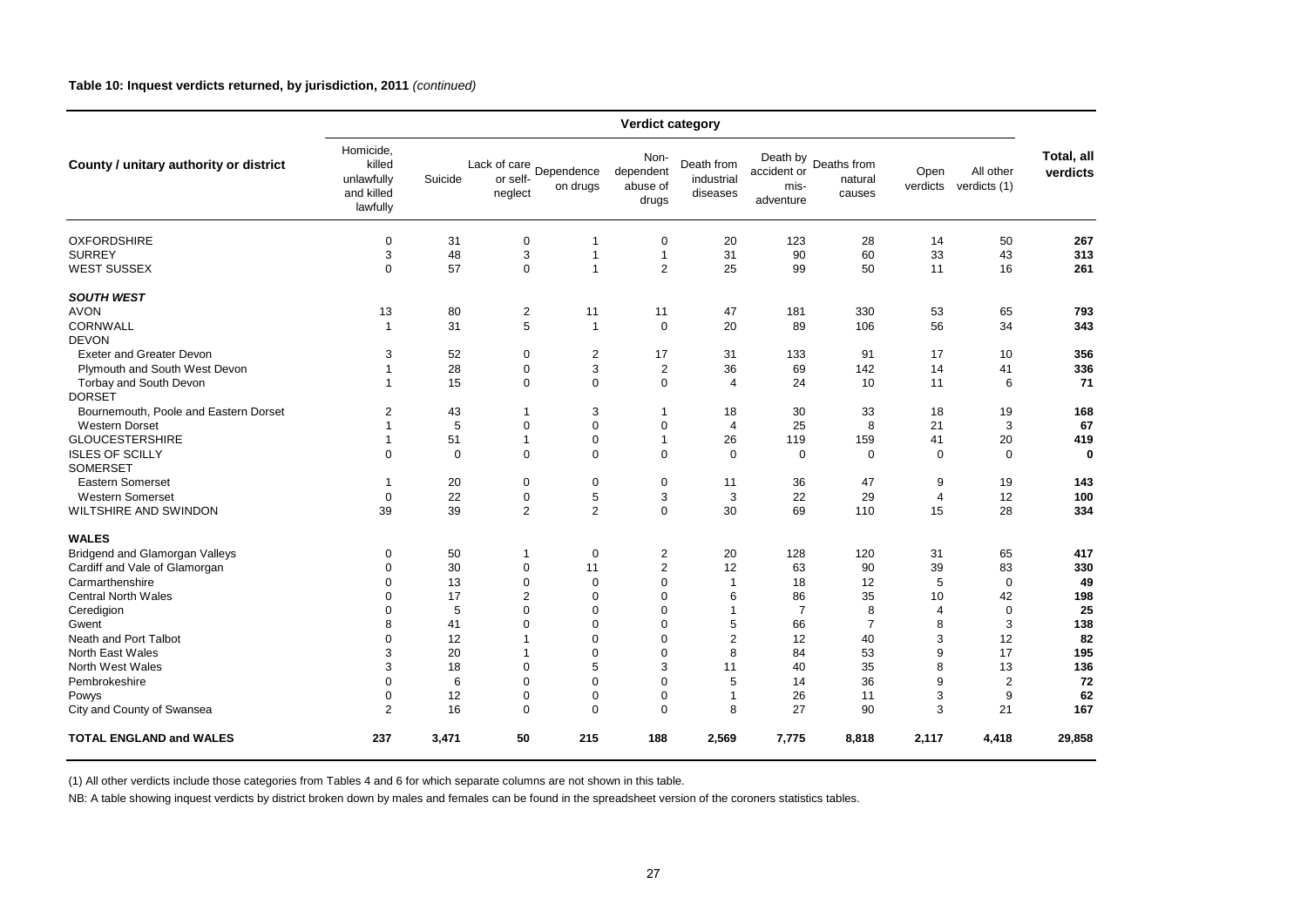**Table 10: Inquest verdicts returned, by jurisdiction, 2011** *(continued)*

| County / unitary authority or district | Verdict category | | | | | | | | | | Total, all verdicts |
|---|---|---|---|---|---|---|---|---|---|---|---|
| | Homicide, killed unlawfully and killed lawfully | Suicide | Lack of care or self-neglect | Dependence on drugs | Non-dependent abuse of drugs | Death from industrial diseases | Death by accident or mis-adventure | Deaths from natural causes | Open verdicts | All other verdicts (1) | |
| OXFORDSHIRE | 0 | 31 | 0 | 1 | 0 | 20 | 123 | 28 | 14 | 50 | **267** |
| SURREY | 3 | 48 | 3 | 1 | 1 | 31 | 90 | 60 | 33 | 43 | **313** |
| WEST SUSSEX | 0 | 57 | 0 | 1 | 2 | 25 | 99 | 50 | 11 | 16 | **261** |
| ***SOUTH WEST*** | | | | | | | | | | | |
| AVON | 13 | 80 | 2 | 11 | 11 | 47 | 181 | 330 | 53 | 65 | **793** |
| CORNWALL | 1 | 31 | 5 | 1 | 0 | 20 | 89 | 106 | 56 | 34 | **343** |
| DEVON | | | | | | | | | | | |
| Exeter and Greater Devon | 3 | 52 | 0 | 2 | 17 | 31 | 133 | 91 | 17 | 10 | **356** |
| Plymouth and South West Devon | 1 | 28 | 0 | 3 | 2 | 36 | 69 | 142 | 14 | 41 | **336** |
| Torbay and South Devon | 1 | 15 | 0 | 0 | 0 | 4 | 24 | 10 | 11 | 6 | **71** |
| DORSET | | | | | | | | | | | |
| Bournemouth, Poole and Eastern Dorset | 2 | 43 | 1 | 3 | 1 | 18 | 30 | 33 | 18 | 19 | **168** |
| Western Dorset | 1 | 5 | 0 | 0 | 0 | 4 | 25 | 8 | 21 | 3 | **67** |
| GLOUCESTERSHIRE | 1 | 51 | 1 | 0 | 1 | 26 | 119 | 159 | 41 | 20 | **419** |
| ISLES OF SCILLY | 0 | 0 | 0 | 0 | 0 | 0 | 0 | 0 | 0 | 0 | **0** |
| SOMERSET | | | | | | | | | | | |
| Eastern Somerset | 1 | 20 | 0 | 0 | 0 | 11 | 36 | 47 | 9 | 19 | **143** |
| Western Somerset | 0 | 22 | 0 | 5 | 3 | 3 | 22 | 29 | 4 | 12 | **100** |
| WILTSHIRE AND SWINDON | 39 | 39 | 2 | 2 | 0 | 30 | 69 | 110 | 15 | 28 | **334** |
| **WALES** | | | | | | | | | | | |
| Bridgend and Glamorgan Valleys | 0 | 50 | 1 | 0 | 2 | 20 | 128 | 120 | 31 | 65 | **417** |
| Cardiff and Vale of Glamorgan | 0 | 30 | 0 | 11 | 2 | 12 | 63 | 90 | 39 | 83 | **330** |
| Carmarthenshire | 0 | 13 | 0 | 0 | 0 | 1 | 18 | 12 | 5 | 0 | **49** |
| Central North Wales | 0 | 17 | 2 | 0 | 0 | 6 | 86 | 35 | 10 | 42 | **198** |
| Ceredigion | 0 | 5 | 0 | 0 | 0 | 1 | 7 | 8 | 4 | 0 | **25** |
| Gwent | 8 | 41 | 0 | 0 | 0 | 5 | 66 | 7 | 8 | 3 | **138** |
| Neath and Port Talbot | 0 | 12 | 1 | 0 | 0 | 2 | 12 | 40 | 3 | 12 | **82** |
| North East Wales | 3 | 20 | 1 | 0 | 0 | 8 | 84 | 53 | 9 | 17 | **195** |
| North West Wales | 3 | 18 | 0 | 5 | 3 | 11 | 40 | 35 | 8 | 13 | **136** |
| Pembrokeshire | 0 | 6 | 0 | 0 | 0 | 5 | 14 | 36 | 9 | 2 | **72** |
| Powys | 0 | 12 | 0 | 0 | 0 | 1 | 26 | 11 | 3 | 9 | **62** |
| City and County of Swansea | 2 | 16 | 0 | 0 | 0 | 8 | 27 | 90 | 3 | 21 | **167** |
| **TOTAL ENGLAND and WALES** | **237** | **3,471** | **50** | **215** | **188** | **2,569** | **7,775** | **8,818** | **2,117** | **4,418** | **29,858** |

(1) All other verdicts include those categories from Tables 4 and 6 for which separate columns are not shown in this table.

NB: A table showing inquest verdicts by district broken down by males and females can be found in the spreadsheet version of the coroners statistics tables.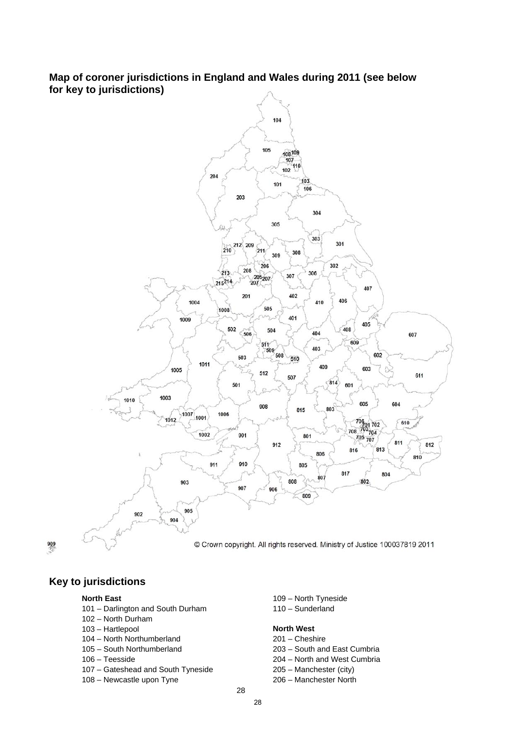**Map of coroner jurisdictions in England and Wales during 2011 (see below for key to jurisdictions)**

© Crown copyright. All rights reserved. Ministry of Justice 100037819 2011

## Key to jurisdictions

**North East**

101 – Darlington and South Durham
102 – North Durham
103 – Hartlepool
104 – North Northumberland
105 – South Northumberland
106 – Teesside
107 – Gateshead and South Tyneside
108 – Newcastle upon Tyne
109 – North Tyneside
110 – Sunderland

**North West**

201 – Cheshire
203 – South and East Cumbria
204 – North and West Cumbria
205 – Manchester (city)
206 – Manchester North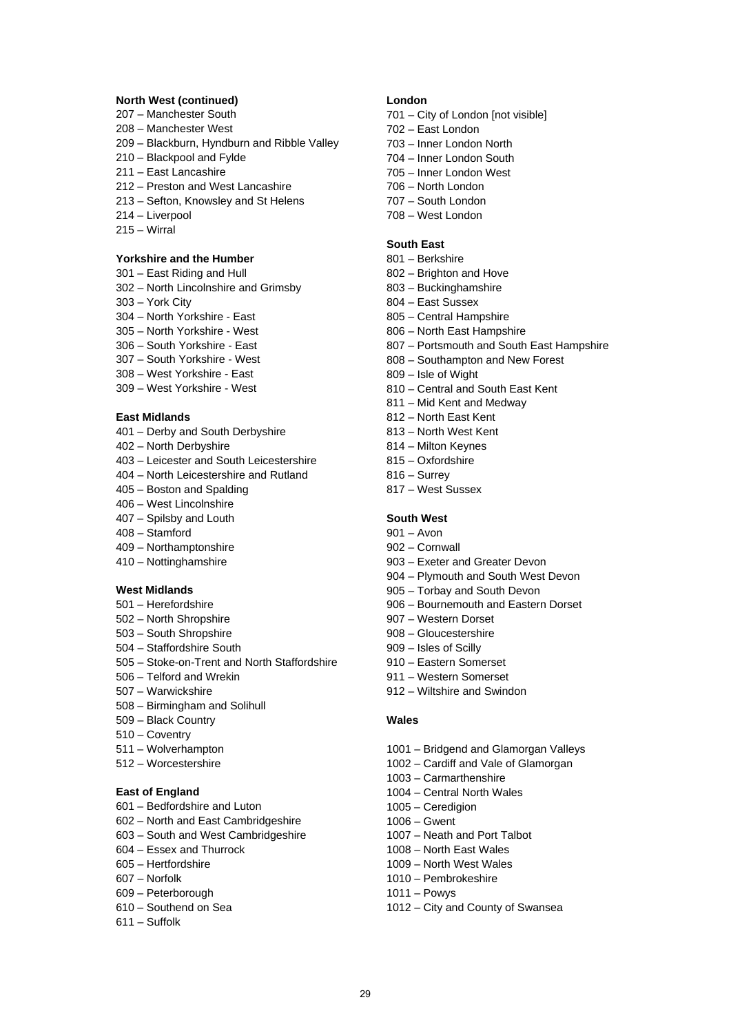**North West (continued)**

207 – Manchester South
208 – Manchester West
209 – Blackburn, Hyndburn and Ribble Valley
210 – Blackpool and Fylde
211 – East Lancashire
212 – Preston and West Lancashire
213 – Sefton, Knowsley and St Helens
214 – Liverpool
215 – Wirral

**Yorkshire and the Humber**

301 – East Riding and Hull
302 – North Lincolnshire and Grimsby
303 – York City
304 – North Yorkshire - East
305 – North Yorkshire - West
306 – South Yorkshire - East
307 – South Yorkshire - West
308 – West Yorkshire - East
309 – West Yorkshire - West

**East Midlands**

401 – Derby and South Derbyshire
402 – North Derbyshire
403 – Leicester and South Leicestershire
404 – North Leicestershire and Rutland
405 – Boston and Spalding
406 – West Lincolnshire
407 – Spilsby and Louth
408 – Stamford
409 – Northamptonshire
410 – Nottinghamshire

**West Midlands**

501 – Herefordshire
502 – North Shropshire
503 – South Shropshire
504 – Staffordshire South
505 – Stoke-on-Trent and North Staffordshire
506 – Telford and Wrekin
507 – Warwickshire
508 – Birmingham and Solihull
509 – Black Country
510 – Coventry
511 – Wolverhampton
512 – Worcestershire

**East of England**

601 – Bedfordshire and Luton
602 – North and East Cambridgeshire
603 – South and West Cambridgeshire
604 – Essex and Thurrock
605 – Hertfordshire
607 – Norfolk
609 – Peterborough
610 – Southend on Sea
611 – Suffolk

**London**

701 – City of London [not visible]
702 – East London
703 – Inner London North
704 – Inner London South
705 – Inner London West
706 – North London
707 – South London
708 – West London

**South East**

801 – Berkshire
802 – Brighton and Hove
803 – Buckinghamshire
804 – East Sussex
805 – Central Hampshire
806 – North East Hampshire
807 – Portsmouth and South East Hampshire
808 – Southampton and New Forest
809 – Isle of Wight
810 – Central and South East Kent
811 – Mid Kent and Medway
812 – North East Kent
813 – North West Kent
814 – Milton Keynes
815 – Oxfordshire
816 – Surrey
817 – West Sussex

**South West**

901 – Avon
902 – Cornwall
903 – Exeter and Greater Devon
904 – Plymouth and South West Devon
905 – Torbay and South Devon
906 – Bournemouth and Eastern Dorset
907 – Western Dorset
908 – Gloucestershire
909 – Isles of Scilly
910 – Eastern Somerset
911 – Western Somerset
912 – Wiltshire and Swindon

**Wales**

1001 – Bridgend and Glamorgan Valleys
1002 – Cardiff and Vale of Glamorgan
1003 – Carmarthenshire
1004 – Central North Wales
1005 – Ceredigion
1006 – Gwent
1007 – Neath and Port Talbot
1008 – North East Wales
1009 – North West Wales
1010 – Pembrokeshire
1011 – Powys
1012 – City and County of Swansea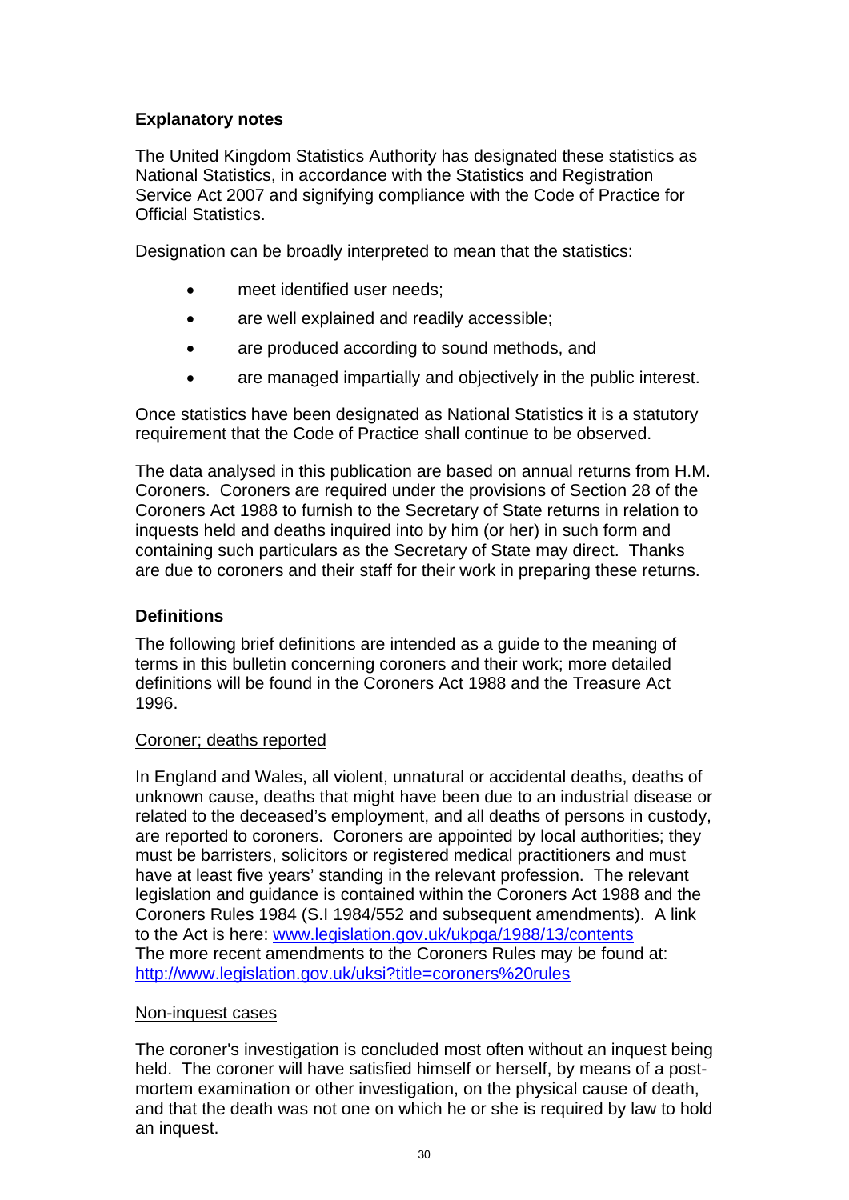## Explanatory notes

The United Kingdom Statistics Authority has designated these statistics as National Statistics, in accordance with the Statistics and Registration Service Act 2007 and signifying compliance with the Code of Practice for Official Statistics.

Designation can be broadly interpreted to mean that the statistics:

- meet identified user needs;
- are well explained and readily accessible;
- are produced according to sound methods, and
- are managed impartially and objectively in the public interest.

Once statistics have been designated as National Statistics it is a statutory requirement that the Code of Practice shall continue to be observed.

The data analysed in this publication are based on annual returns from H.M. Coroners. Coroners are required under the provisions of Section 28 of the Coroners Act 1988 to furnish to the Secretary of State returns in relation to inquests held and deaths inquired into by him (or her) in such form and containing such particulars as the Secretary of State may direct. Thanks are due to coroners and their staff for their work in preparing these returns.

## Definitions

The following brief definitions are intended as a guide to the meaning of terms in this bulletin concerning coroners and their work; more detailed definitions will be found in the Coroners Act 1988 and the Treasure Act 1996.

### Coroner; deaths reported

In England and Wales, all violent, unnatural or accidental deaths, deaths of unknown cause, deaths that might have been due to an industrial disease or related to the deceased's employment, and all deaths of persons in custody, are reported to coroners. Coroners are appointed by local authorities; they must be barristers, solicitors or registered medical practitioners and must have at least five years' standing in the relevant profession. The relevant legislation and guidance is contained within the Coroners Act 1988 and the Coroners Rules 1984 (S.I 1984/552 and subsequent amendments). A link to the Act is here: www.legislation.gov.uk/ukpga/1988/13/contents
The more recent amendments to the Coroners Rules may be found at: http://www.legislation.gov.uk/uksi?title=coroners%20rules

### Non-inquest cases

The coroner's investigation is concluded most often without an inquest being held. The coroner will have satisfied himself or herself, by means of a post-mortem examination or other investigation, on the physical cause of death, and that the death was not one on which he or she is required by law to hold an inquest.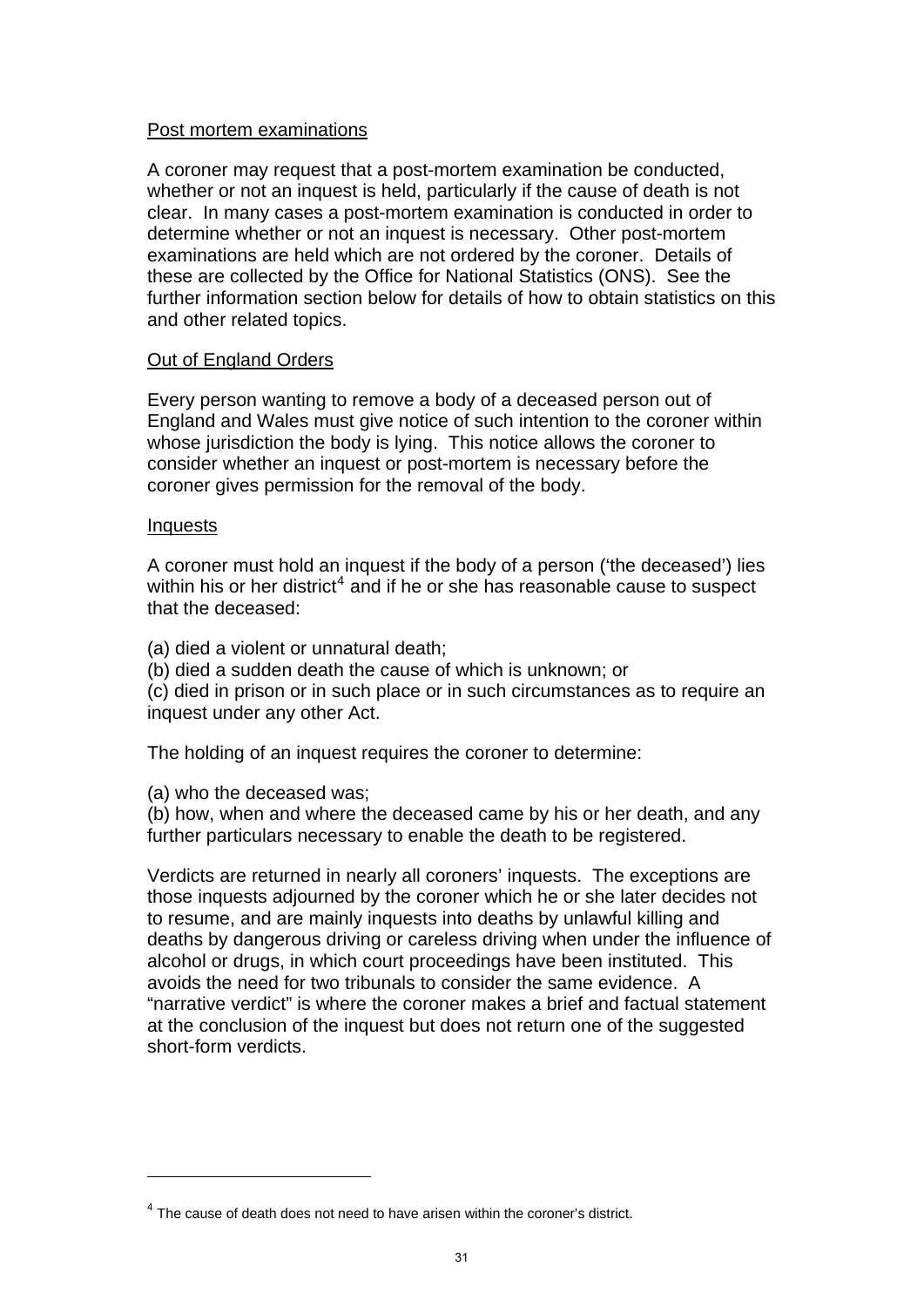Post mortem examinations

A coroner may request that a post-mortem examination be conducted, whether or not an inquest is held, particularly if the cause of death is not clear. In many cases a post-mortem examination is conducted in order to determine whether or not an inquest is necessary. Other post-mortem examinations are held which are not ordered by the coroner. Details of these are collected by the Office for National Statistics (ONS). See the further information section below for details of how to obtain statistics on this and other related topics.

Out of England Orders

Every person wanting to remove a body of a deceased person out of England and Wales must give notice of such intention to the coroner within whose jurisdiction the body is lying. This notice allows the coroner to consider whether an inquest or post-mortem is necessary before the coroner gives permission for the removal of the body.

Inquests

A coroner must hold an inquest if the body of a person ('the deceased') lies within his or her district[4] and if he or she has reasonable cause to suspect that the deceased:

(a) died a violent or unnatural death;
(b) died a sudden death the cause of which is unknown; or
(c) died in prison or in such place or in such circumstances as to require an inquest under any other Act.

The holding of an inquest requires the coroner to determine:

(a) who the deceased was;
(b) how, when and where the deceased came by his or her death, and any further particulars necessary to enable the death to be registered.

Verdicts are returned in nearly all coroners' inquests. The exceptions are those inquests adjourned by the coroner which he or she later decides not to resume, and are mainly inquests into deaths by unlawful killing and deaths by dangerous driving or careless driving when under the influence of alcohol or drugs, in which court proceedings have been instituted. This avoids the need for two tribunals to consider the same evidence. A "narrative verdict" is where the coroner makes a brief and factual statement at the conclusion of the inquest but does not return one of the suggested short-form verdicts.

---

[4] The cause of death does not need to have arisen within the coroner's district.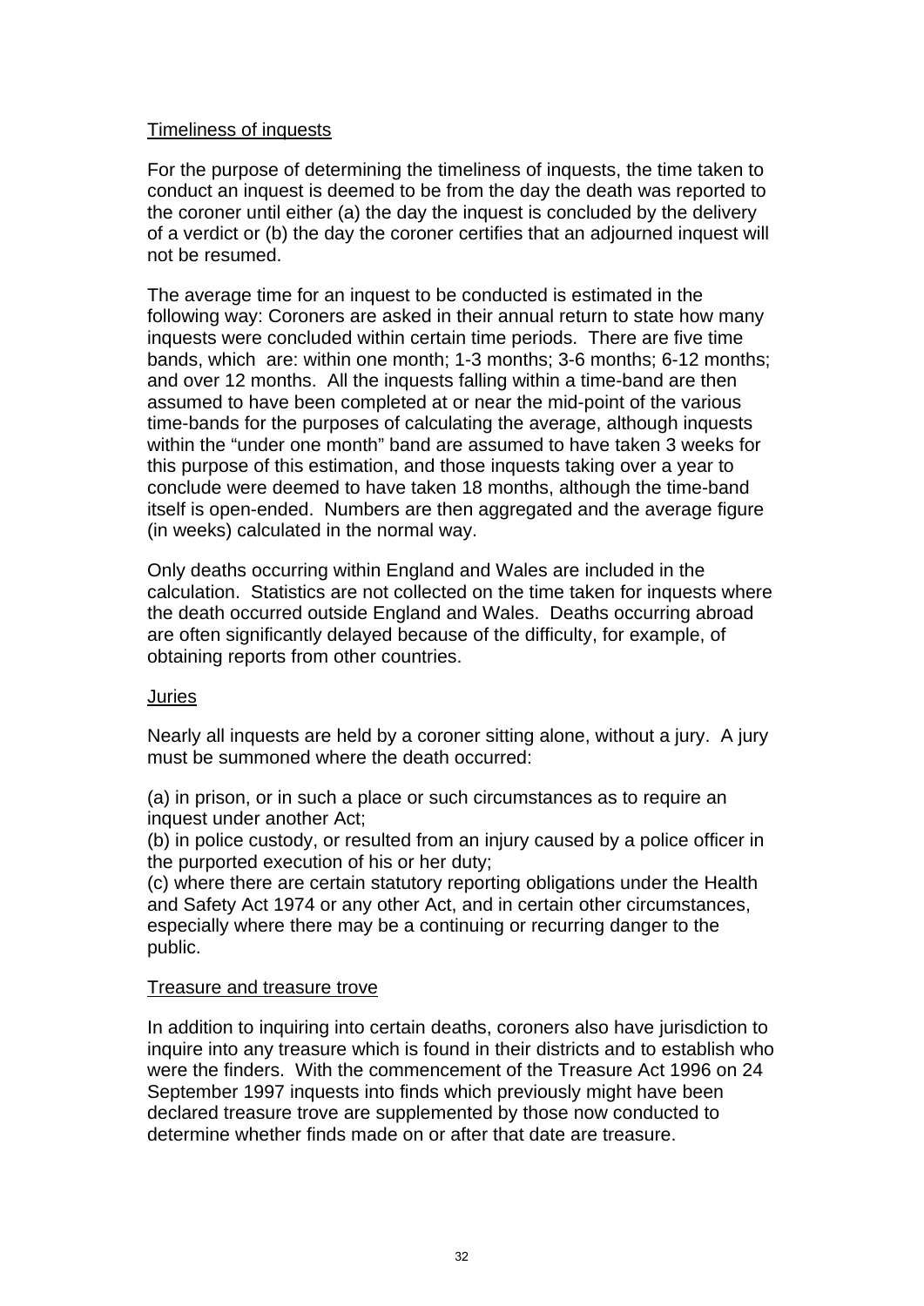Timeliness of inquests

For the purpose of determining the timeliness of inquests, the time taken to conduct an inquest is deemed to be from the day the death was reported to the coroner until either (a) the day the inquest is concluded by the delivery of a verdict or (b) the day the coroner certifies that an adjourned inquest will not be resumed.

The average time for an inquest to be conducted is estimated in the following way: Coroners are asked in their annual return to state how many inquests were concluded within certain time periods. There are five time bands, which are: within one month; 1-3 months; 3-6 months; 6-12 months; and over 12 months. All the inquests falling within a time-band are then assumed to have been completed at or near the mid-point of the various time-bands for the purposes of calculating the average, although inquests within the "under one month" band are assumed to have taken 3 weeks for this purpose of this estimation, and those inquests taking over a year to conclude were deemed to have taken 18 months, although the time-band itself is open-ended. Numbers are then aggregated and the average figure (in weeks) calculated in the normal way.

Only deaths occurring within England and Wales are included in the calculation. Statistics are not collected on the time taken for inquests where the death occurred outside England and Wales. Deaths occurring abroad are often significantly delayed because of the difficulty, for example, of obtaining reports from other countries.

Juries

Nearly all inquests are held by a coroner sitting alone, without a jury. A jury must be summoned where the death occurred:

(a) in prison, or in such a place or such circumstances as to require an inquest under another Act;
(b) in police custody, or resulted from an injury caused by a police officer in the purported execution of his or her duty;
(c) where there are certain statutory reporting obligations under the Health and Safety Act 1974 or any other Act, and in certain other circumstances, especially where there may be a continuing or recurring danger to the public.

Treasure and treasure trove

In addition to inquiring into certain deaths, coroners also have jurisdiction to inquire into any treasure which is found in their districts and to establish who were the finders. With the commencement of the Treasure Act 1996 on 24 September 1997 inquests into finds which previously might have been declared treasure trove are supplemented by those now conducted to determine whether finds made on or after that date are treasure.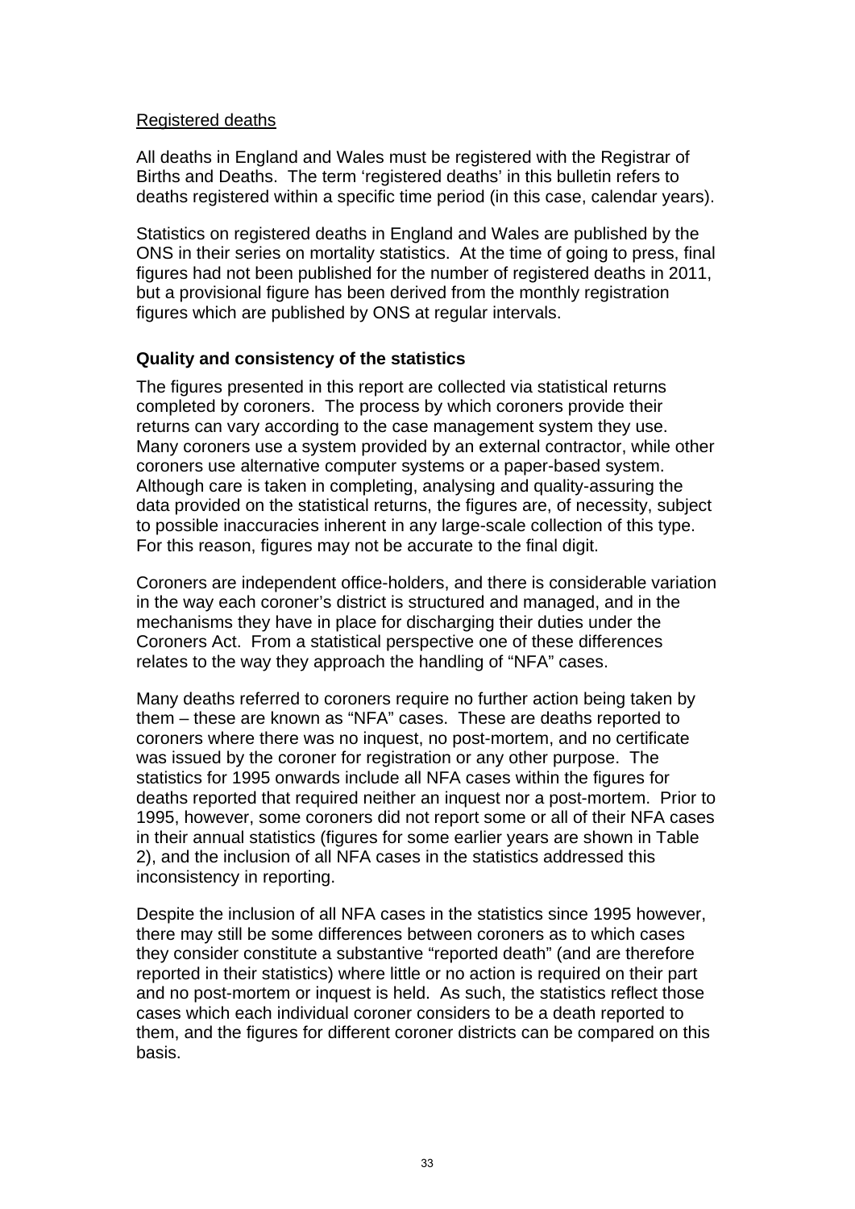Registered deaths

All deaths in England and Wales must be registered with the Registrar of Births and Deaths. The term 'registered deaths' in this bulletin refers to deaths registered within a specific time period (in this case, calendar years).

Statistics on registered deaths in England and Wales are published by the ONS in their series on mortality statistics. At the time of going to press, final figures had not been published for the number of registered deaths in 2011, but a provisional figure has been derived from the monthly registration figures which are published by ONS at regular intervals.

**Quality and consistency of the statistics**

The figures presented in this report are collected via statistical returns completed by coroners. The process by which coroners provide their returns can vary according to the case management system they use. Many coroners use a system provided by an external contractor, while other coroners use alternative computer systems or a paper-based system. Although care is taken in completing, analysing and quality-assuring the data provided on the statistical returns, the figures are, of necessity, subject to possible inaccuracies inherent in any large-scale collection of this type. For this reason, figures may not be accurate to the final digit.

Coroners are independent office-holders, and there is considerable variation in the way each coroner's district is structured and managed, and in the mechanisms they have in place for discharging their duties under the Coroners Act. From a statistical perspective one of these differences relates to the way they approach the handling of "NFA" cases.

Many deaths referred to coroners require no further action being taken by them – these are known as "NFA" cases. These are deaths reported to coroners where there was no inquest, no post-mortem, and no certificate was issued by the coroner for registration or any other purpose. The statistics for 1995 onwards include all NFA cases within the figures for deaths reported that required neither an inquest nor a post-mortem. Prior to 1995, however, some coroners did not report some or all of their NFA cases in their annual statistics (figures for some earlier years are shown in Table 2), and the inclusion of all NFA cases in the statistics addressed this inconsistency in reporting.

Despite the inclusion of all NFA cases in the statistics since 1995 however, there may still be some differences between coroners as to which cases they consider constitute a substantive "reported death" (and are therefore reported in their statistics) where little or no action is required on their part and no post-mortem or inquest is held. As such, the statistics reflect those cases which each individual coroner considers to be a death reported to them, and the figures for different coroner districts can be compared on this basis.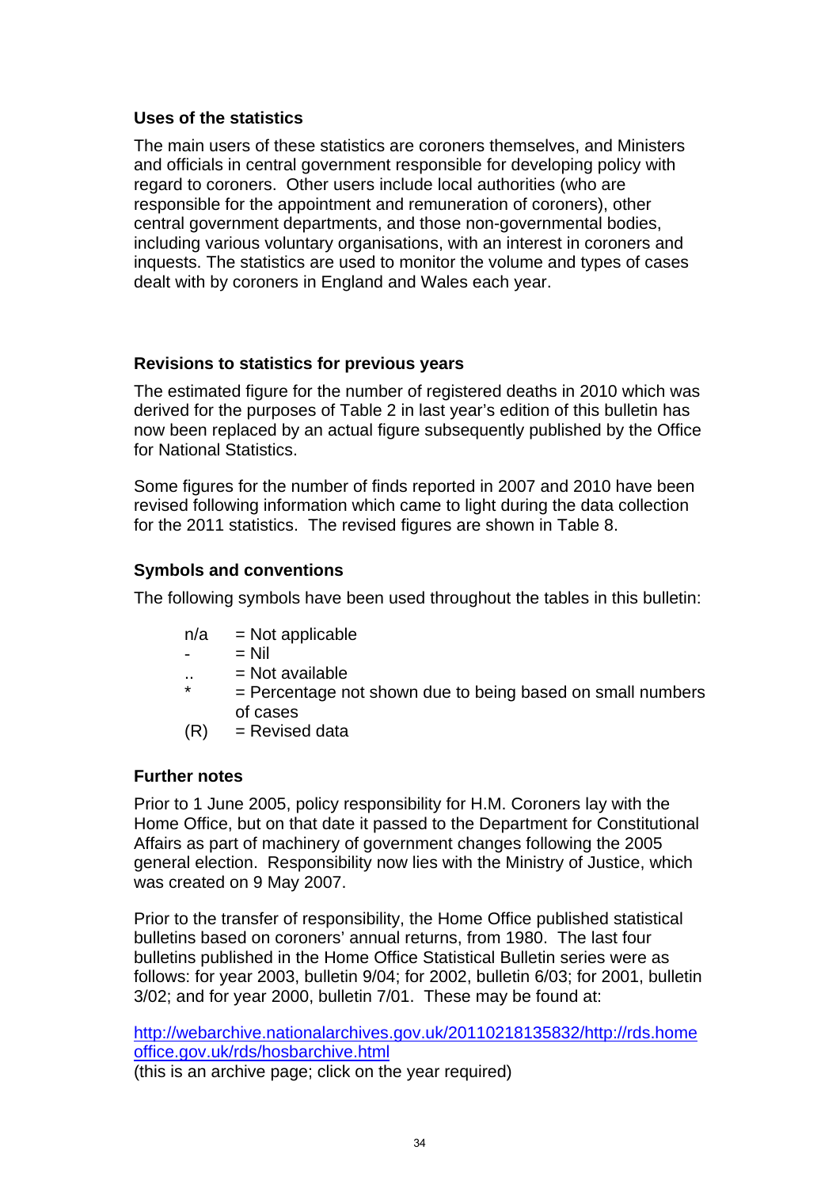### Uses of the statistics

The main users of these statistics are coroners themselves, and Ministers and officials in central government responsible for developing policy with regard to coroners. Other users include local authorities (who are responsible for the appointment and remuneration of coroners), other central government departments, and those non-governmental bodies, including various voluntary organisations, with an interest in coroners and inquests. The statistics are used to monitor the volume and types of cases dealt with by coroners in England and Wales each year.

### Revisions to statistics for previous years

The estimated figure for the number of registered deaths in 2010 which was derived for the purposes of Table 2 in last year's edition of this bulletin has now been replaced by an actual figure subsequently published by the Office for National Statistics.

Some figures for the number of finds reported in 2007 and 2010 have been revised following information which came to light during the data collection for the 2011 statistics. The revised figures are shown in Table 8.

### Symbols and conventions

The following symbols have been used throughout the tables in this bulletin:

- n/a = Not applicable
- \- = Nil
- .. = Not available
- \* = Percentage not shown due to being based on small numbers of cases
- (R) = Revised data

### Further notes

Prior to 1 June 2005, policy responsibility for H.M. Coroners lay with the Home Office, but on that date it passed to the Department for Constitutional Affairs as part of machinery of government changes following the 2005 general election. Responsibility now lies with the Ministry of Justice, which was created on 9 May 2007.

Prior to the transfer of responsibility, the Home Office published statistical bulletins based on coroners' annual returns, from 1980. The last four bulletins published in the Home Office Statistical Bulletin series were as follows: for year 2003, bulletin 9/04; for 2002, bulletin 6/03; for 2001, bulletin 3/02; and for year 2000, bulletin 7/01. These may be found at:

[http://webarchive.nationalarchives.gov.uk/20110218135832/http://rds.homeoffice.gov.uk/rds/hosbarchive.html](http://webarchive.nationalarchives.gov.uk/20110218135832/http://rds.homeoffice.gov.uk/rds/hosbarchive.html)
(this is an archive page; click on the year required)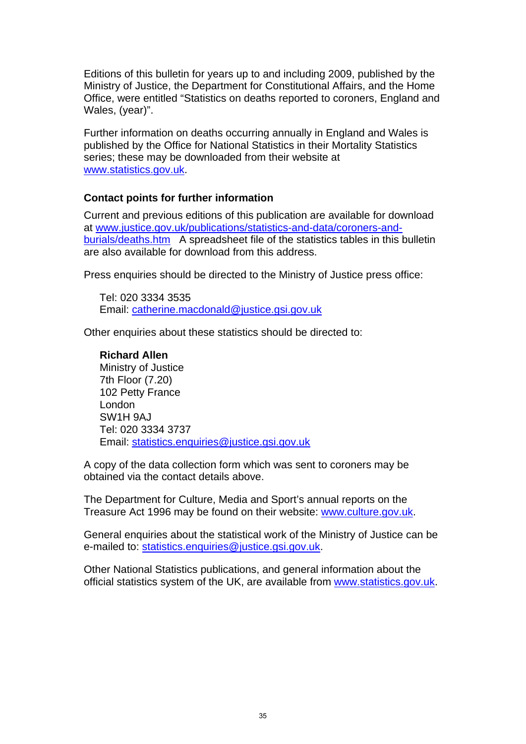Editions of this bulletin for years up to and including 2009, published by the Ministry of Justice, the Department for Constitutional Affairs, and the Home Office, were entitled “Statistics on deaths reported to coroners, England and Wales, (year)”.

Further information on deaths occurring annually in England and Wales is published by the Office for National Statistics in their Mortality Statistics series; these may be downloaded from their website at www.statistics.gov.uk.

### Contact points for further information

Current and previous editions of this publication are available for download at www.justice.gov.uk/publications/statistics-and-data/coroners-and-burials/deaths.htm A spreadsheet file of the statistics tables in this bulletin are also available for download from this address.

Press enquiries should be directed to the Ministry of Justice press office:

Tel: 020 3334 3535
Email: catherine.macdonald@justice.gsi.gov.uk

Other enquiries about these statistics should be directed to:

**Richard Allen**
Ministry of Justice
7th Floor (7.20)
102 Petty France
London
SW1H 9AJ
Tel: 020 3334 3737
Email: statistics.enquiries@justice.gsi.gov.uk

A copy of the data collection form which was sent to coroners may be obtained via the contact details above.

The Department for Culture, Media and Sport’s annual reports on the Treasure Act 1996 may be found on their website: www.culture.gov.uk.

General enquiries about the statistical work of the Ministry of Justice can be e-mailed to: statistics.enquiries@justice.gsi.gov.uk.

Other National Statistics publications, and general information about the official statistics system of the UK, are available from www.statistics.gov.uk.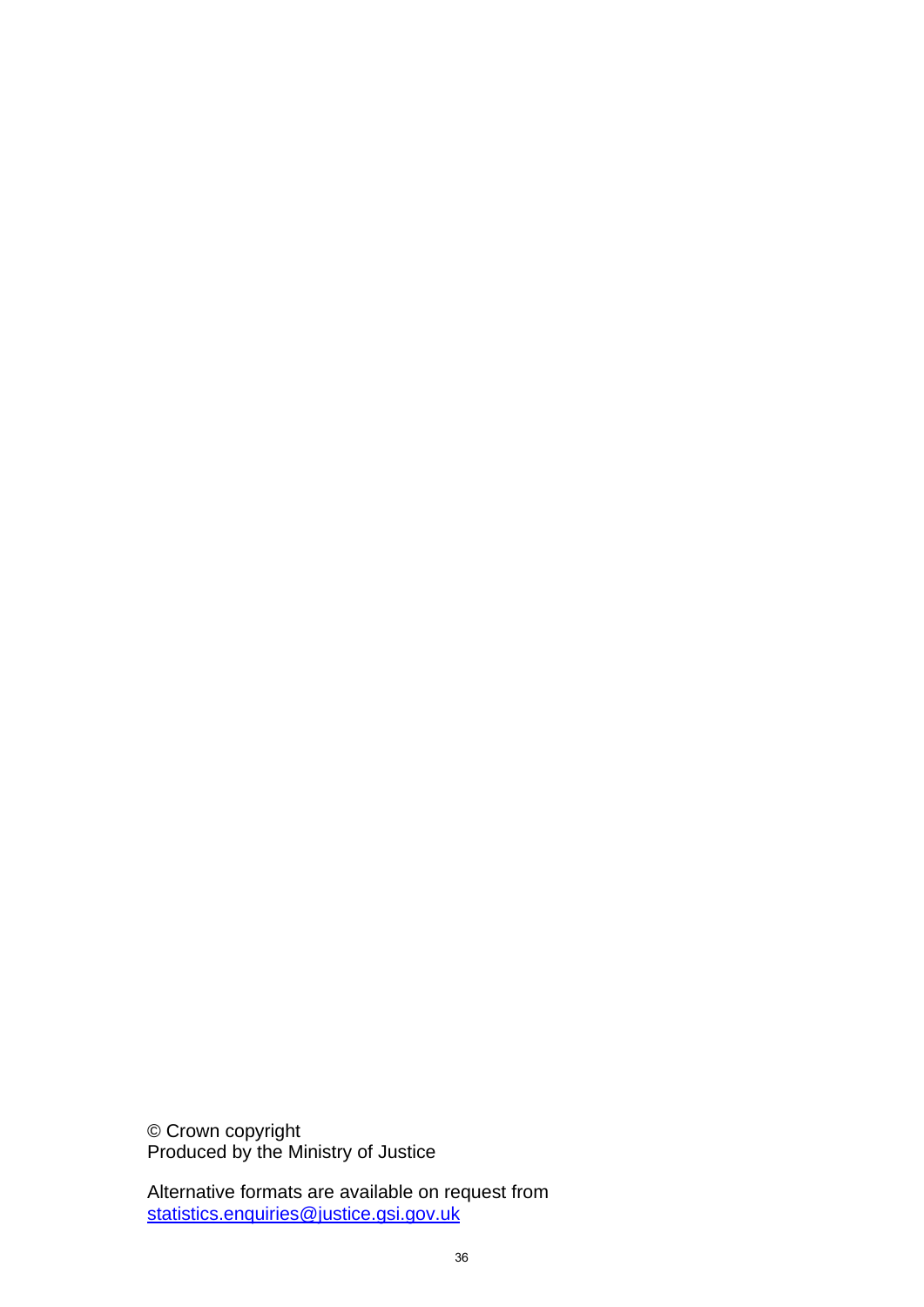© Crown copyright
Produced by the Ministry of Justice

Alternative formats are available on request from
statistics.enquiries@justice.gsi.gov.uk